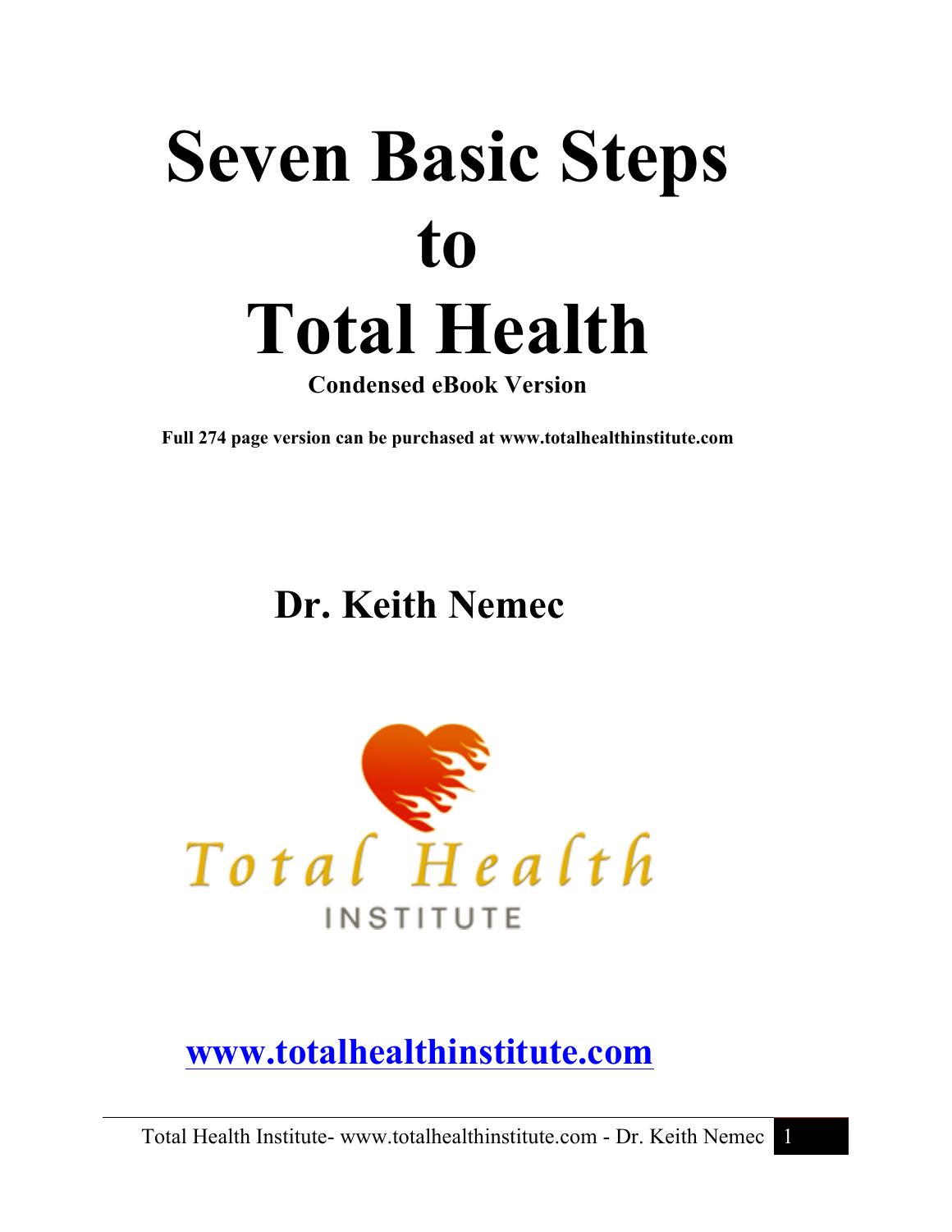# Seven Basic Steps to Total Health

**Condensed eBook Version**

**Full 274 page version can be purchased at www.totalhealthinstitute.com**

## Dr. Keith Nemec

Total Health INSTITUTE

**www.totalhealthinstitute.com**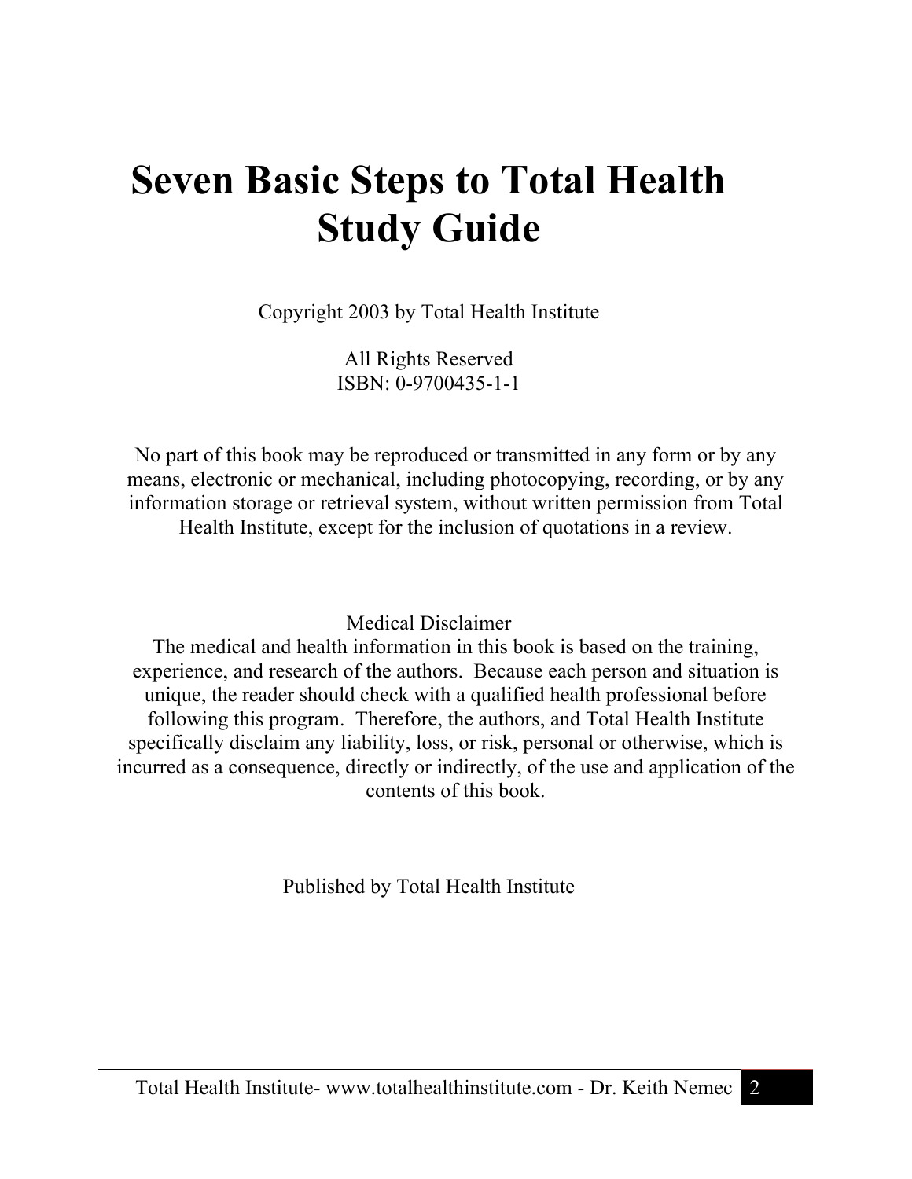# Seven Basic Steps to Total Health Study Guide

Copyright 2003 by Total Health Institute

All Rights Reserved
ISBN: 0-9700435-1-1

No part of this book may be reproduced or transmitted in any form or by any means, electronic or mechanical, including photocopying, recording, or by any information storage or retrieval system, without written permission from Total Health Institute, except for the inclusion of quotations in a review.

Medical Disclaimer
The medical and health information in this book is based on the training, experience, and research of the authors. Because each person and situation is unique, the reader should check with a qualified health professional before following this program. Therefore, the authors, and Total Health Institute specifically disclaim any liability, loss, or risk, personal or otherwise, which is incurred as a consequence, directly or indirectly, of the use and application of the contents of this book.

Published by Total Health Institute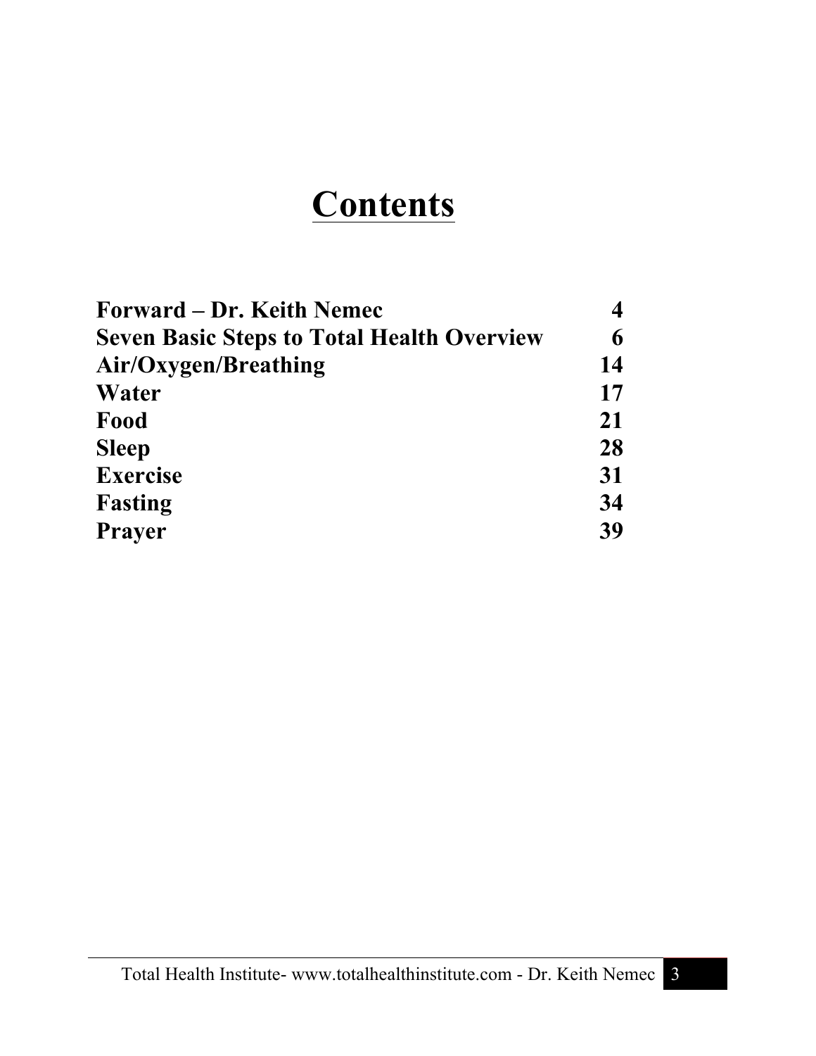# Contents

| | |
|---|---|
| **Forward – Dr. Keith Nemec** | **4** |
| **Seven Basic Steps to Total Health Overview** | **6** |
| **Air/Oxygen/Breathing** | **14** |
| **Water** | **17** |
| **Food** | **21** |
| **Sleep** | **28** |
| **Exercise** | **31** |
| **Fasting** | **34** |
| **Prayer** | **39** |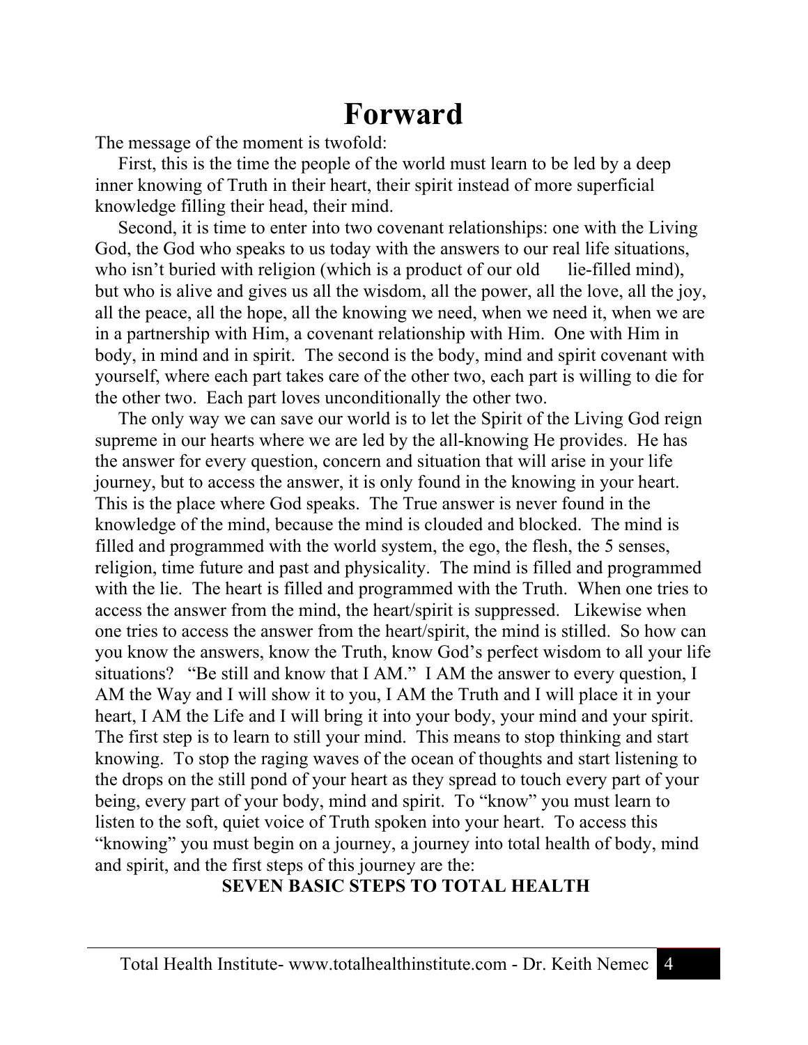# Forward

The message of the moment is twofold:

First, this is the time the people of the world must learn to be led by a deep inner knowing of Truth in their heart, their spirit instead of more superficial knowledge filling their head, their mind.

Second, it is time to enter into two covenant relationships: one with the Living God, the God who speaks to us today with the answers to our real life situations, who isn't buried with religion (which is a product of our old lie-filled mind), but who is alive and gives us all the wisdom, all the power, all the love, all the joy, all the peace, all the hope, all the knowing we need, when we need it, when we are in a partnership with Him, a covenant relationship with Him. One with Him in body, in mind and in spirit. The second is the body, mind and spirit covenant with yourself, where each part takes care of the other two, each part is willing to die for the other two. Each part loves unconditionally the other two.

The only way we can save our world is to let the Spirit of the Living God reign supreme in our hearts where we are led by the all-knowing He provides. He has the answer for every question, concern and situation that will arise in your life journey, but to access the answer, it is only found in the knowing in your heart. This is the place where God speaks. The True answer is never found in the knowledge of the mind, because the mind is clouded and blocked. The mind is filled and programmed with the world system, the ego, the flesh, the 5 senses, religion, time future and past and physicality. The mind is filled and programmed with the lie. The heart is filled and programmed with the Truth. When one tries to access the answer from the mind, the heart/spirit is suppressed. Likewise when one tries to access the answer from the heart/spirit, the mind is stilled. So how can you know the answers, know the Truth, know God's perfect wisdom to all your life situations? "Be still and know that I AM." I AM the answer to every question, I AM the Way and I will show it to you, I AM the Truth and I will place it in your heart, I AM the Life and I will bring it into your body, your mind and your spirit. The first step is to learn to still your mind. This means to stop thinking and start knowing. To stop the raging waves of the ocean of thoughts and start listening to the drops on the still pond of your heart as they spread to touch every part of your being, every part of your body, mind and spirit. To "know" you must learn to listen to the soft, quiet voice of Truth spoken into your heart. To access this "knowing" you must begin on a journey, a journey into total health of body, mind and spirit, and the first steps of this journey are the:

**SEVEN BASIC STEPS TO TOTAL HEALTH**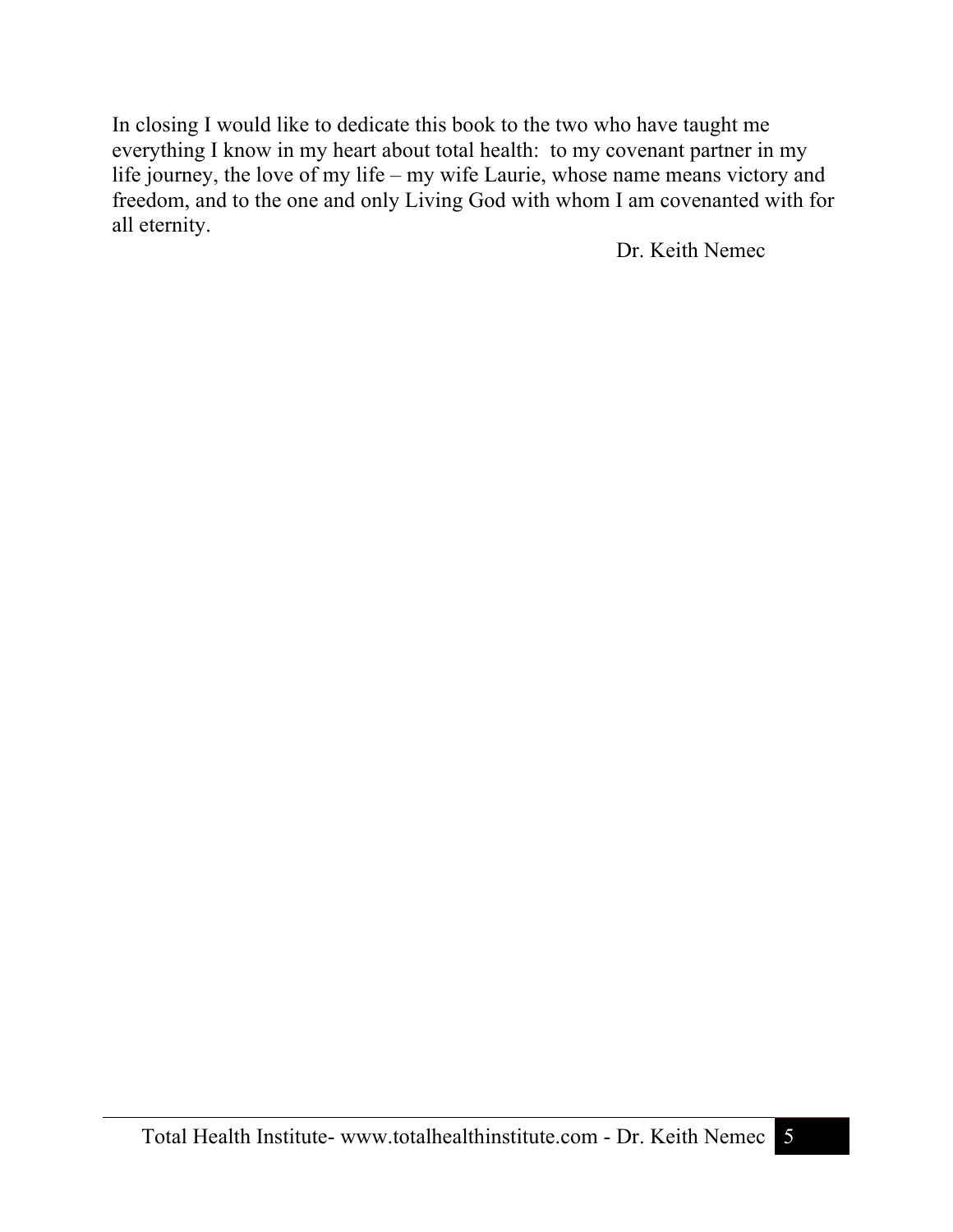In closing I would like to dedicate this book to the two who have taught me everything I know in my heart about total health: to my covenant partner in my life journey, the love of my life – my wife Laurie, whose name means victory and freedom, and to the one and only Living God with whom I am covenanted with for all eternity.

Dr. Keith Nemec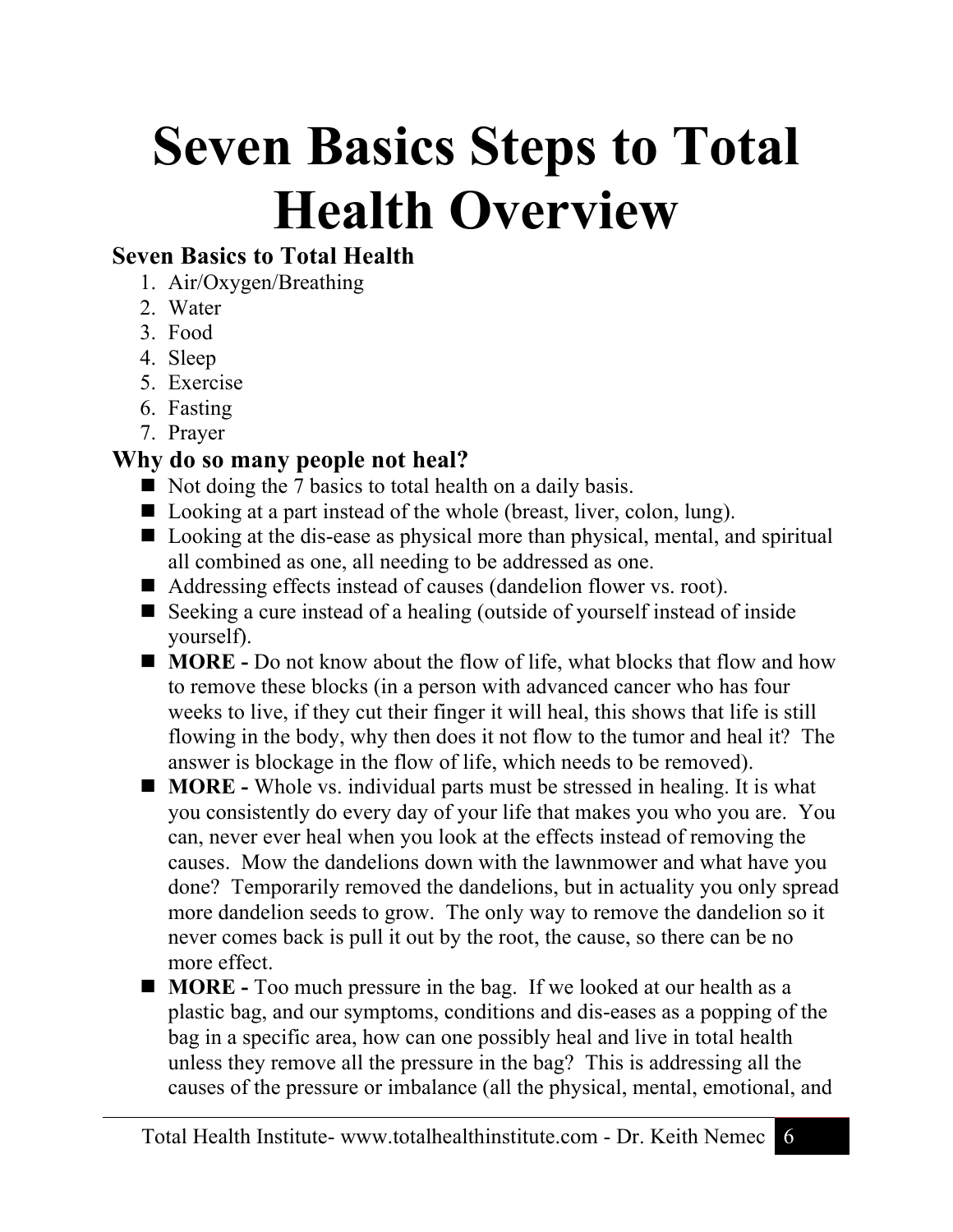# Seven Basics Steps to Total Health Overview

### Seven Basics to Total Health

1. Air/Oxygen/Breathing
2. Water
3. Food
4. Sleep
5. Exercise
6. Fasting
7. Prayer

### Why do so many people not heal?

- Not doing the 7 basics to total health on a daily basis.
- Looking at a part instead of the whole (breast, liver, colon, lung).
- Looking at the dis-ease as physical more than physical, mental, and spiritual all combined as one, all needing to be addressed as one.
- Addressing effects instead of causes (dandelion flower vs. root).
- Seeking a cure instead of a healing (outside of yourself instead of inside yourself).
- **MORE -** Do not know about the flow of life, what blocks that flow and how to remove these blocks (in a person with advanced cancer who has four weeks to live, if they cut their finger it will heal, this shows that life is still flowing in the body, why then does it not flow to the tumor and heal it? The answer is blockage in the flow of life, which needs to be removed).
- **MORE -** Whole vs. individual parts must be stressed in healing. It is what you consistently do every day of your life that makes you who you are. You can, never ever heal when you look at the effects instead of removing the causes. Mow the dandelions down with the lawnmower and what have you done? Temporarily removed the dandelions, but in actuality you only spread more dandelion seeds to grow. The only way to remove the dandelion so it never comes back is pull it out by the root, the cause, so there can be no more effect.
- **MORE -** Too much pressure in the bag. If we looked at our health as a plastic bag, and our symptoms, conditions and dis-eases as a popping of the bag in a specific area, how can one possibly heal and live in total health unless they remove all the pressure in the bag? This is addressing all the causes of the pressure or imbalance (all the physical, mental, emotional, and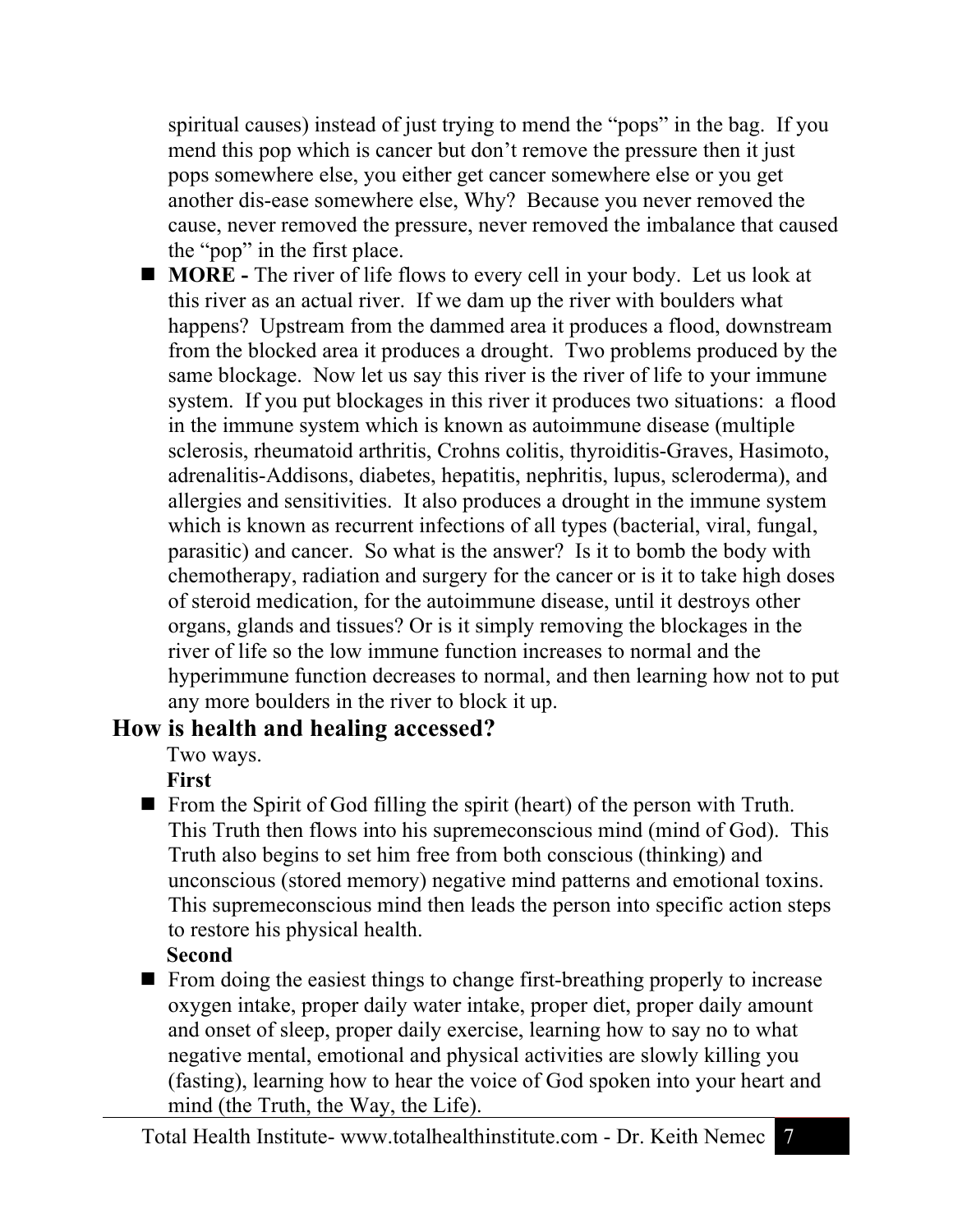spiritual causes) instead of just trying to mend the "pops" in the bag. If you mend this pop which is cancer but don't remove the pressure then it just pops somewhere else, you either get cancer somewhere else or you get another dis-ease somewhere else, Why? Because you never removed the cause, never removed the pressure, never removed the imbalance that caused the "pop" in the first place.

- **MORE -** The river of life flows to every cell in your body. Let us look at this river as an actual river. If we dam up the river with boulders what happens? Upstream from the dammed area it produces a flood, downstream from the blocked area it produces a drought. Two problems produced by the same blockage. Now let us say this river is the river of life to your immune system. If you put blockages in this river it produces two situations: a flood in the immune system which is known as autoimmune disease (multiple sclerosis, rheumatoid arthritis, Crohns colitis, thyroiditis-Graves, Hasimoto, adrenalitis-Addisons, diabetes, hepatitis, nephritis, lupus, scleroderma), and allergies and sensitivities. It also produces a drought in the immune system which is known as recurrent infections of all types (bacterial, viral, fungal, parasitic) and cancer. So what is the answer? Is it to bomb the body with chemotherapy, radiation and surgery for the cancer or is it to take high doses of steroid medication, for the autoimmune disease, until it destroys other organs, glands and tissues? Or is it simply removing the blockages in the river of life so the low immune function increases to normal and the hyperimmune function decreases to normal, and then learning how not to put any more boulders in the river to block it up.

## How is health and healing accessed?

Two ways.

**First**

- From the Spirit of God filling the spirit (heart) of the person with Truth. This Truth then flows into his supremeconscious mind (mind of God). This Truth also begins to set him free from both conscious (thinking) and unconscious (stored memory) negative mind patterns and emotional toxins. This supremeconscious mind then leads the person into specific action steps to restore his physical health.

**Second**

- From doing the easiest things to change first-breathing properly to increase oxygen intake, proper daily water intake, proper diet, proper daily amount and onset of sleep, proper daily exercise, learning how to say no to what negative mental, emotional and physical activities are slowly killing you (fasting), learning how to hear the voice of God spoken into your heart and mind (the Truth, the Way, the Life).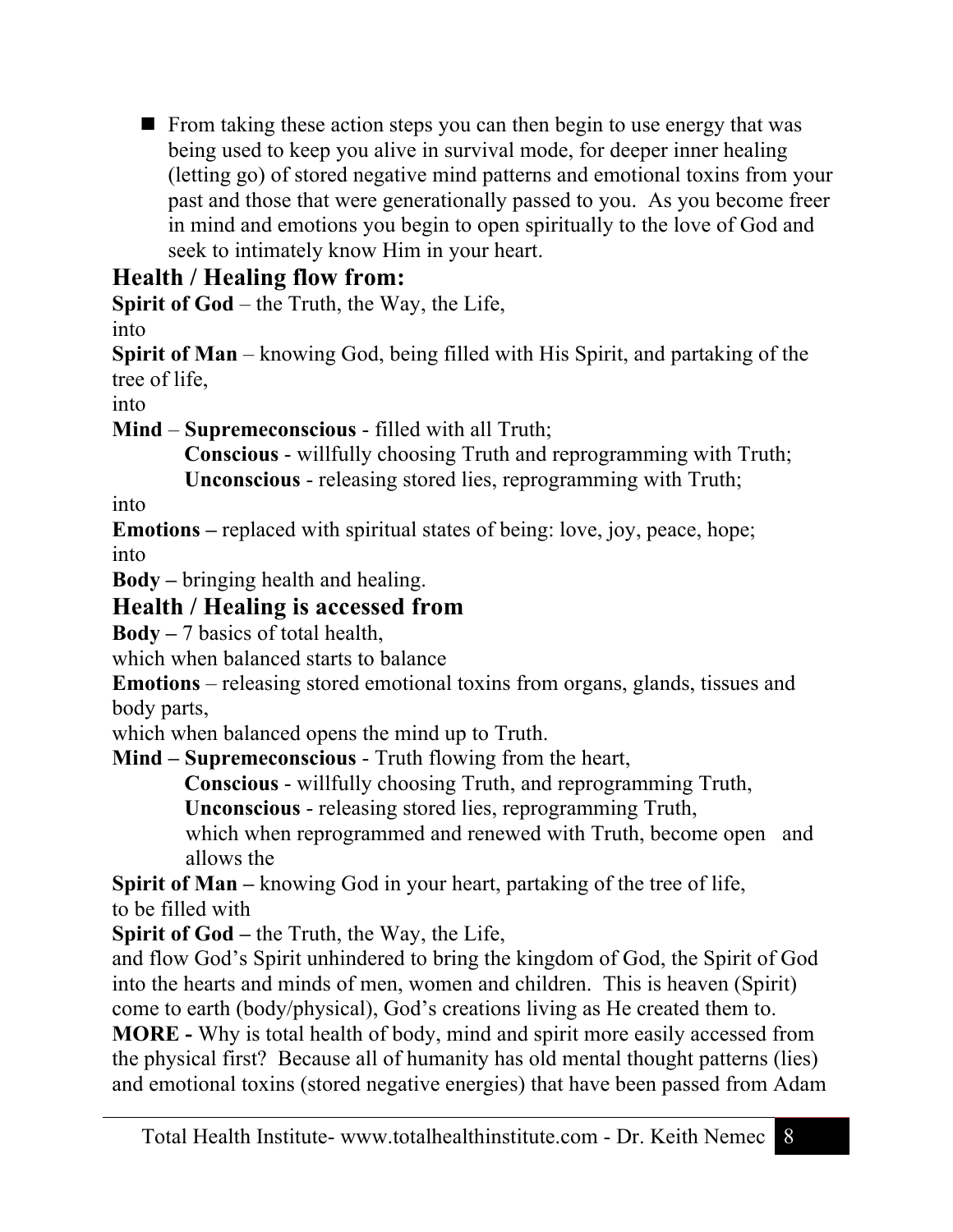- From taking these action steps you can then begin to use energy that was being used to keep you alive in survival mode, for deeper inner healing (letting go) of stored negative mind patterns and emotional toxins from your past and those that were generationally passed to you. As you become freer in mind and emotions you begin to open spiritually to the love of God and seek to intimately know Him in your heart.

## Health / Healing flow from:

**Spirit of God** – the Truth, the Way, the Life,
into
**Spirit of Man** – knowing God, being filled with His Spirit, and partaking of the tree of life,
into
**Mind** – **Supremeconscious** - filled with all Truth;
**Conscious** - willfully choosing Truth and reprogramming with Truth;
**Unconscious** - releasing stored lies, reprogramming with Truth;
into
**Emotions –** replaced with spiritual states of being: love, joy, peace, hope;
into
**Body –** bringing health and healing.

## Health / Healing is accessed from

**Body –** 7 basics of total health,
which when balanced starts to balance
**Emotions** – releasing stored emotional toxins from organs, glands, tissues and body parts,
which when balanced opens the mind up to Truth.
**Mind – Supremeconscious** - Truth flowing from the heart,
**Conscious** - willfully choosing Truth, and reprogramming Truth,
**Unconscious** - releasing stored lies, reprogramming Truth,
which when reprogrammed and renewed with Truth, become open and allows the
**Spirit of Man –** knowing God in your heart, partaking of the tree of life,
to be filled with
**Spirit of God –** the Truth, the Way, the Life,
and flow God's Spirit unhindered to bring the kingdom of God, the Spirit of God into the hearts and minds of men, women and children. This is heaven (Spirit) come to earth (body/physical), God's creations living as He created them to.
**MORE -** Why is total health of body, mind and spirit more easily accessed from the physical first? Because all of humanity has old mental thought patterns (lies) and emotional toxins (stored negative energies) that have been passed from Adam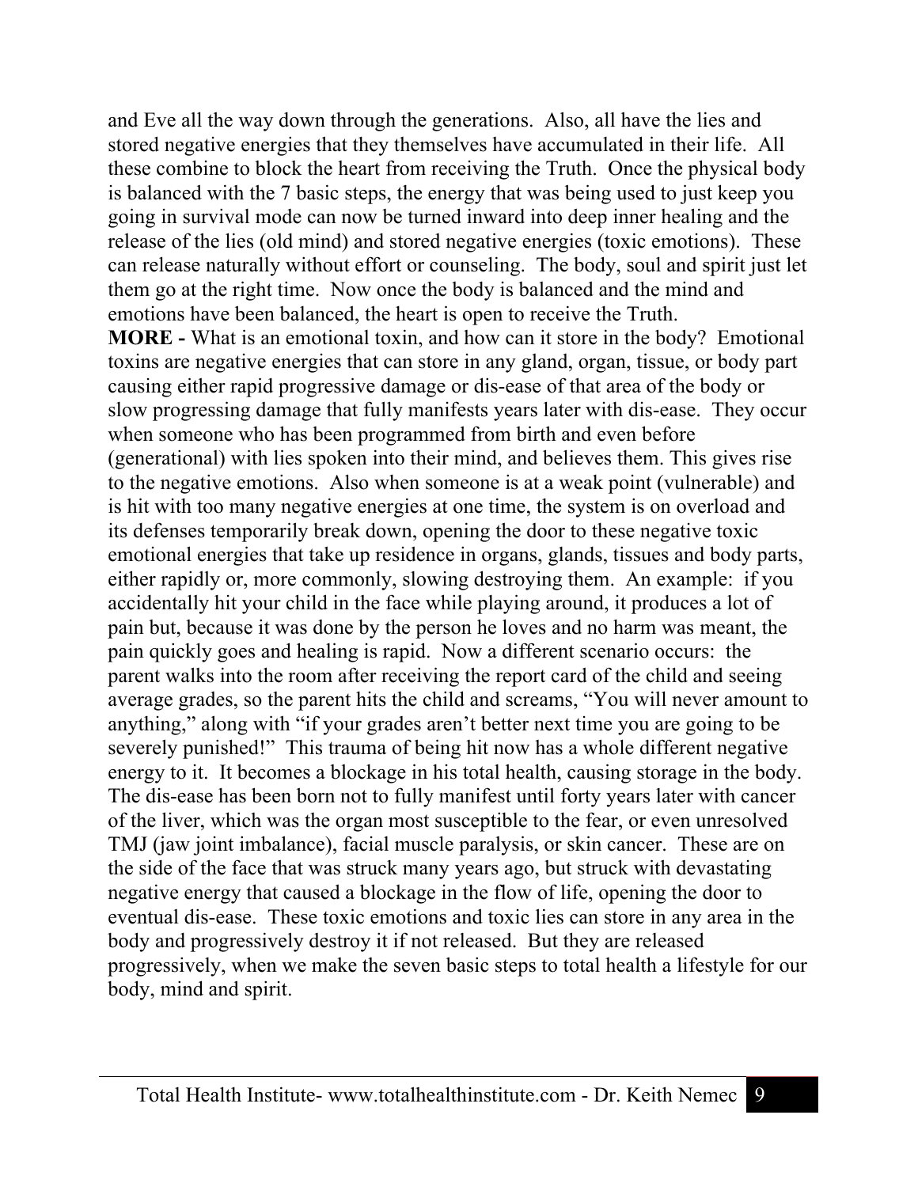and Eve all the way down through the generations. Also, all have the lies and stored negative energies that they themselves have accumulated in their life. All these combine to block the heart from receiving the Truth. Once the physical body is balanced with the 7 basic steps, the energy that was being used to just keep you going in survival mode can now be turned inward into deep inner healing and the release of the lies (old mind) and stored negative energies (toxic emotions). These can release naturally without effort or counseling. The body, soul and spirit just let them go at the right time. Now once the body is balanced and the mind and emotions have been balanced, the heart is open to receive the Truth.

**MORE -** What is an emotional toxin, and how can it store in the body? Emotional toxins are negative energies that can store in any gland, organ, tissue, or body part causing either rapid progressive damage or dis-ease of that area of the body or slow progressing damage that fully manifests years later with dis-ease. They occur when someone who has been programmed from birth and even before (generational) with lies spoken into their mind, and believes them. This gives rise to the negative emotions. Also when someone is at a weak point (vulnerable) and is hit with too many negative energies at one time, the system is on overload and its defenses temporarily break down, opening the door to these negative toxic emotional energies that take up residence in organs, glands, tissues and body parts, either rapidly or, more commonly, slowing destroying them. An example: if you accidentally hit your child in the face while playing around, it produces a lot of pain but, because it was done by the person he loves and no harm was meant, the pain quickly goes and healing is rapid. Now a different scenario occurs: the parent walks into the room after receiving the report card of the child and seeing average grades, so the parent hits the child and screams, "You will never amount to anything," along with "if your grades aren't better next time you are going to be severely punished!" This trauma of being hit now has a whole different negative energy to it. It becomes a blockage in his total health, causing storage in the body. The dis-ease has been born not to fully manifest until forty years later with cancer of the liver, which was the organ most susceptible to the fear, or even unresolved TMJ (jaw joint imbalance), facial muscle paralysis, or skin cancer. These are on the side of the face that was struck many years ago, but struck with devastating negative energy that caused a blockage in the flow of life, opening the door to eventual dis-ease. These toxic emotions and toxic lies can store in any area in the body and progressively destroy it if not released. But they are released progressively, when we make the seven basic steps to total health a lifestyle for our body, mind and spirit.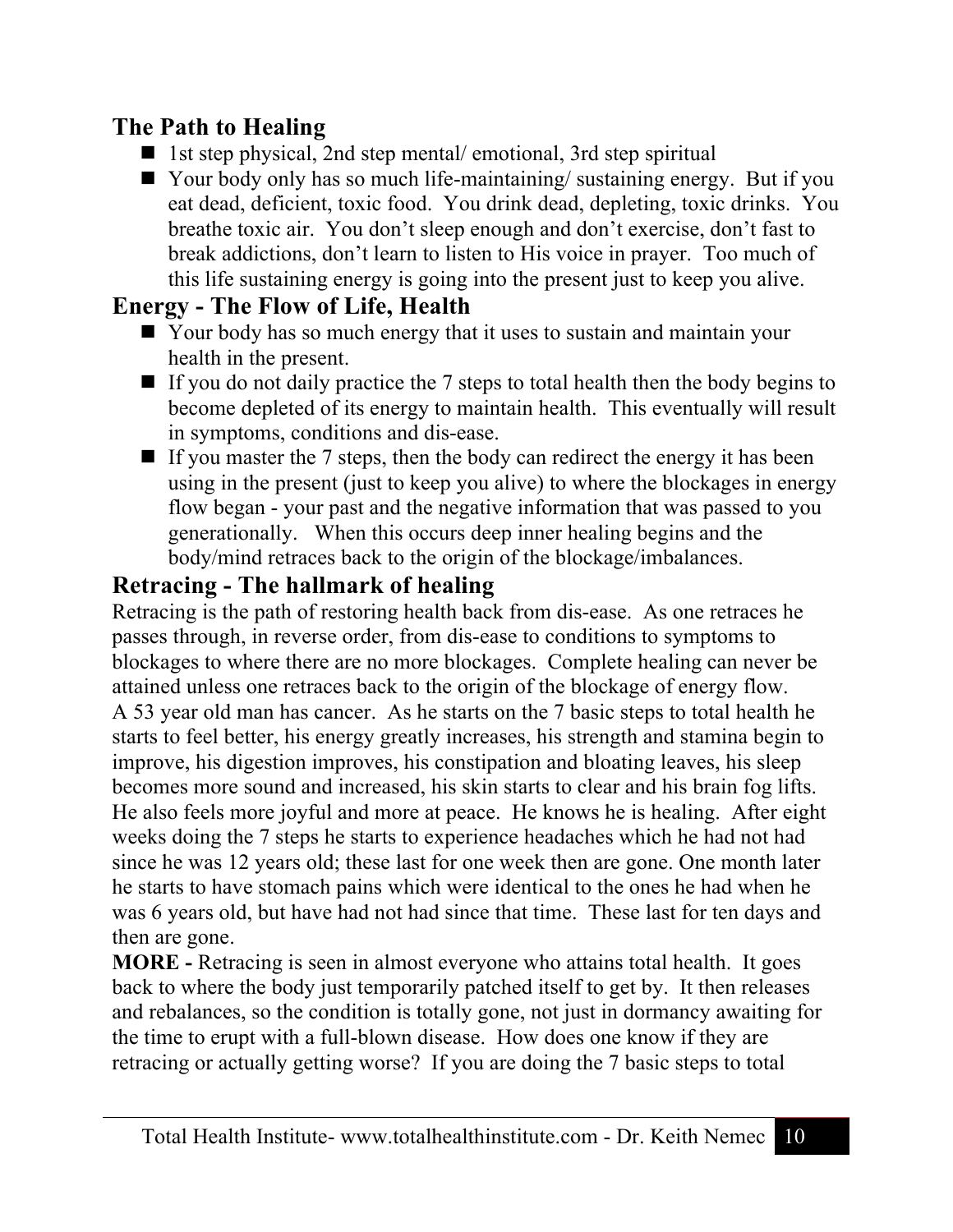## The Path to Healing

- 1st step physical, 2nd step mental/ emotional, 3rd step spiritual
- Your body only has so much life-maintaining/ sustaining energy. But if you eat dead, deficient, toxic food. You drink dead, depleting, toxic drinks. You breathe toxic air. You don't sleep enough and don't exercise, don't fast to break addictions, don't learn to listen to His voice in prayer. Too much of this life sustaining energy is going into the present just to keep you alive.

## Energy - The Flow of Life, Health

- Your body has so much energy that it uses to sustain and maintain your health in the present.
- If you do not daily practice the 7 steps to total health then the body begins to become depleted of its energy to maintain health. This eventually will result in symptoms, conditions and dis-ease.
- If you master the 7 steps, then the body can redirect the energy it has been using in the present (just to keep you alive) to where the blockages in energy flow began - your past and the negative information that was passed to you generationally. When this occurs deep inner healing begins and the body/mind retraces back to the origin of the blockage/imbalances.

## Retracing - The hallmark of healing

Retracing is the path of restoring health back from dis-ease. As one retraces he passes through, in reverse order, from dis-ease to conditions to symptoms to blockages to where there are no more blockages. Complete healing can never be attained unless one retraces back to the origin of the blockage of energy flow.
A 53 year old man has cancer. As he starts on the 7 basic steps to total health he starts to feel better, his energy greatly increases, his strength and stamina begin to improve, his digestion improves, his constipation and bloating leaves, his sleep becomes more sound and increased, his skin starts to clear and his brain fog lifts. He also feels more joyful and more at peace. He knows he is healing. After eight weeks doing the 7 steps he starts to experience headaches which he had not had since he was 12 years old; these last for one week then are gone. One month later he starts to have stomach pains which were identical to the ones he had when he was 6 years old, but have had not had since that time. These last for ten days and then are gone.

**MORE -** Retracing is seen in almost everyone who attains total health. It goes back to where the body just temporarily patched itself to get by. It then releases and rebalances, so the condition is totally gone, not just in dormancy awaiting for the time to erupt with a full-blown disease. How does one know if they are retracing or actually getting worse? If you are doing the 7 basic steps to total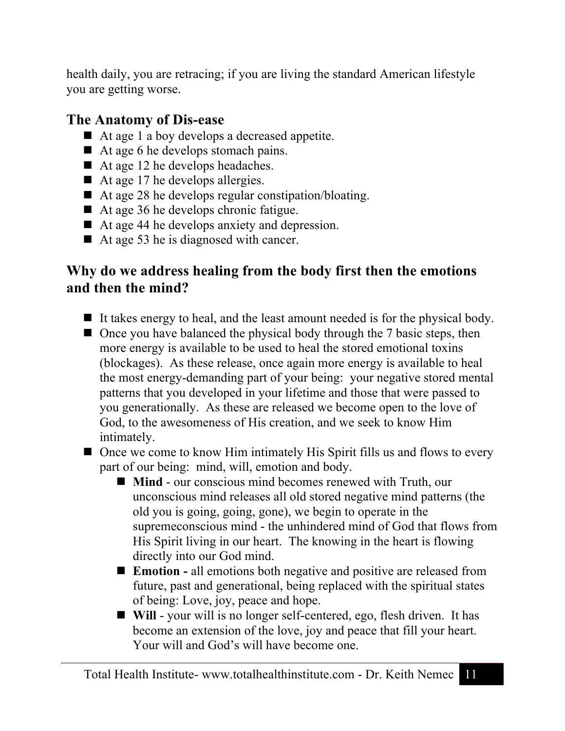health daily, you are retracing; if you are living the standard American lifestyle you are getting worse.

## The Anatomy of Dis-ease

- At age 1 a boy develops a decreased appetite.
- At age 6 he develops stomach pains.
- At age 12 he develops headaches.
- At age 17 he develops allergies.
- At age 28 he develops regular constipation/bloating.
- At age 36 he develops chronic fatigue.
- At age 44 he develops anxiety and depression.
- At age 53 he is diagnosed with cancer.

## Why do we address healing from the body first then the emotions and then the mind?

- It takes energy to heal, and the least amount needed is for the physical body.
- Once you have balanced the physical body through the 7 basic steps, then more energy is available to be used to heal the stored emotional toxins (blockages). As these release, once again more energy is available to heal the most energy-demanding part of your being: your negative stored mental patterns that you developed in your lifetime and those that were passed to you generationally. As these are released we become open to the love of God, to the awesomeness of His creation, and we seek to know Him intimately.
- Once we come to know Him intimately His Spirit fills us and flows to every part of our being: mind, will, emotion and body.
  - **Mind** - our conscious mind becomes renewed with Truth, our unconscious mind releases all old stored negative mind patterns (the old you is going, going, gone), we begin to operate in the supremeconscious mind - the unhindered mind of God that flows from His Spirit living in our heart. The knowing in the heart is flowing directly into our God mind.
  - **Emotion -** all emotions both negative and positive are released from future, past and generational, being replaced with the spiritual states of being: Love, joy, peace and hope.
  - **Will** - your will is no longer self-centered, ego, flesh driven. It has become an extension of the love, joy and peace that fill your heart. Your will and God's will have become one.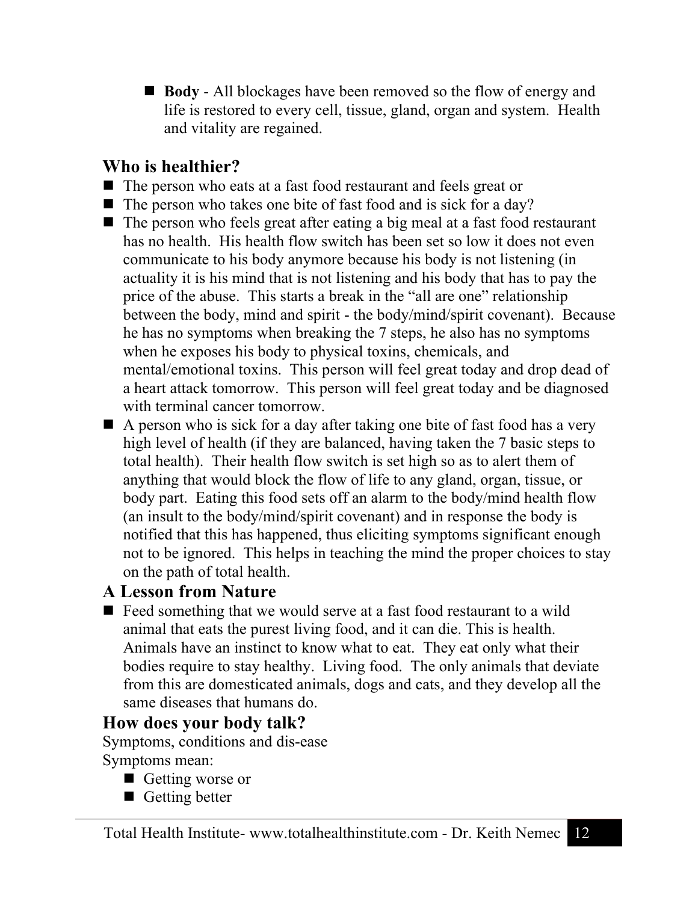- **Body** - All blockages have been removed so the flow of energy and life is restored to every cell, tissue, gland, organ and system. Health and vitality are regained.

## Who is healthier?

- The person who eats at a fast food restaurant and feels great or
- The person who takes one bite of fast food and is sick for a day?
- The person who feels great after eating a big meal at a fast food restaurant has no health. His health flow switch has been set so low it does not even communicate to his body anymore because his body is not listening (in actuality it is his mind that is not listening and his body that has to pay the price of the abuse. This starts a break in the "all are one" relationship between the body, mind and spirit - the body/mind/spirit covenant). Because he has no symptoms when breaking the 7 steps, he also has no symptoms when he exposes his body to physical toxins, chemicals, and mental/emotional toxins. This person will feel great today and drop dead of a heart attack tomorrow. This person will feel great today and be diagnosed with terminal cancer tomorrow.
- A person who is sick for a day after taking one bite of fast food has a very high level of health (if they are balanced, having taken the 7 basic steps to total health). Their health flow switch is set high so as to alert them of anything that would block the flow of life to any gland, organ, tissue, or body part. Eating this food sets off an alarm to the body/mind health flow (an insult to the body/mind/spirit covenant) and in response the body is notified that this has happened, thus eliciting symptoms significant enough not to be ignored. This helps in teaching the mind the proper choices to stay on the path of total health.

## A Lesson from Nature

- Feed something that we would serve at a fast food restaurant to a wild animal that eats the purest living food, and it can die. This is health. Animals have an instinct to know what to eat. They eat only what their bodies require to stay healthy. Living food. The only animals that deviate from this are domesticated animals, dogs and cats, and they develop all the same diseases that humans do.

## How does your body talk?

Symptoms, conditions and dis-ease

Symptoms mean:

- Getting worse or
- Getting better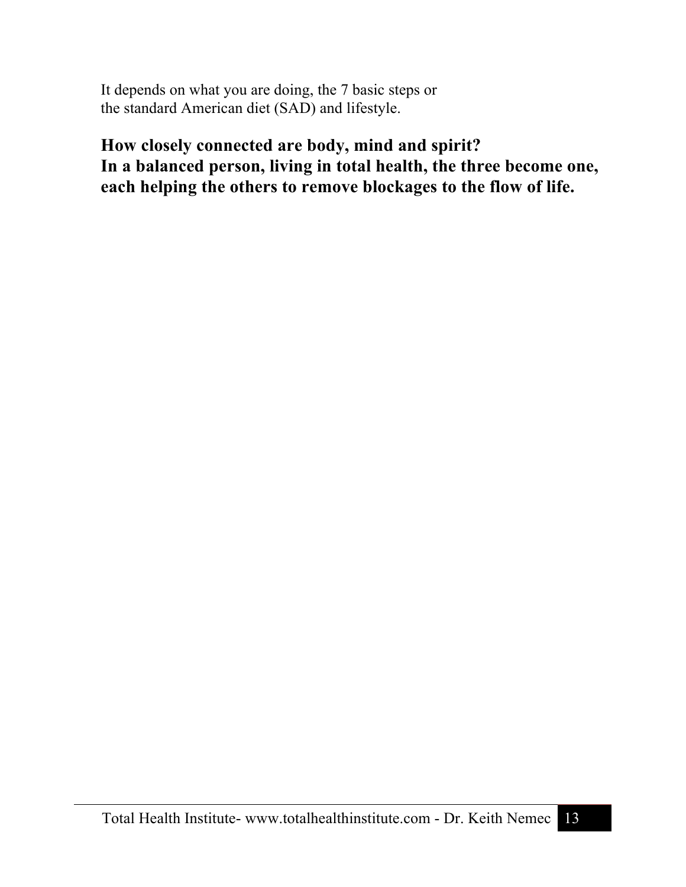It depends on what you are doing, the 7 basic steps or the standard American diet (SAD) and lifestyle.

**How closely connected are body, mind and spirit?**
**In a balanced person, living in total health, the three become one, each helping the others to remove blockages to the flow of life.**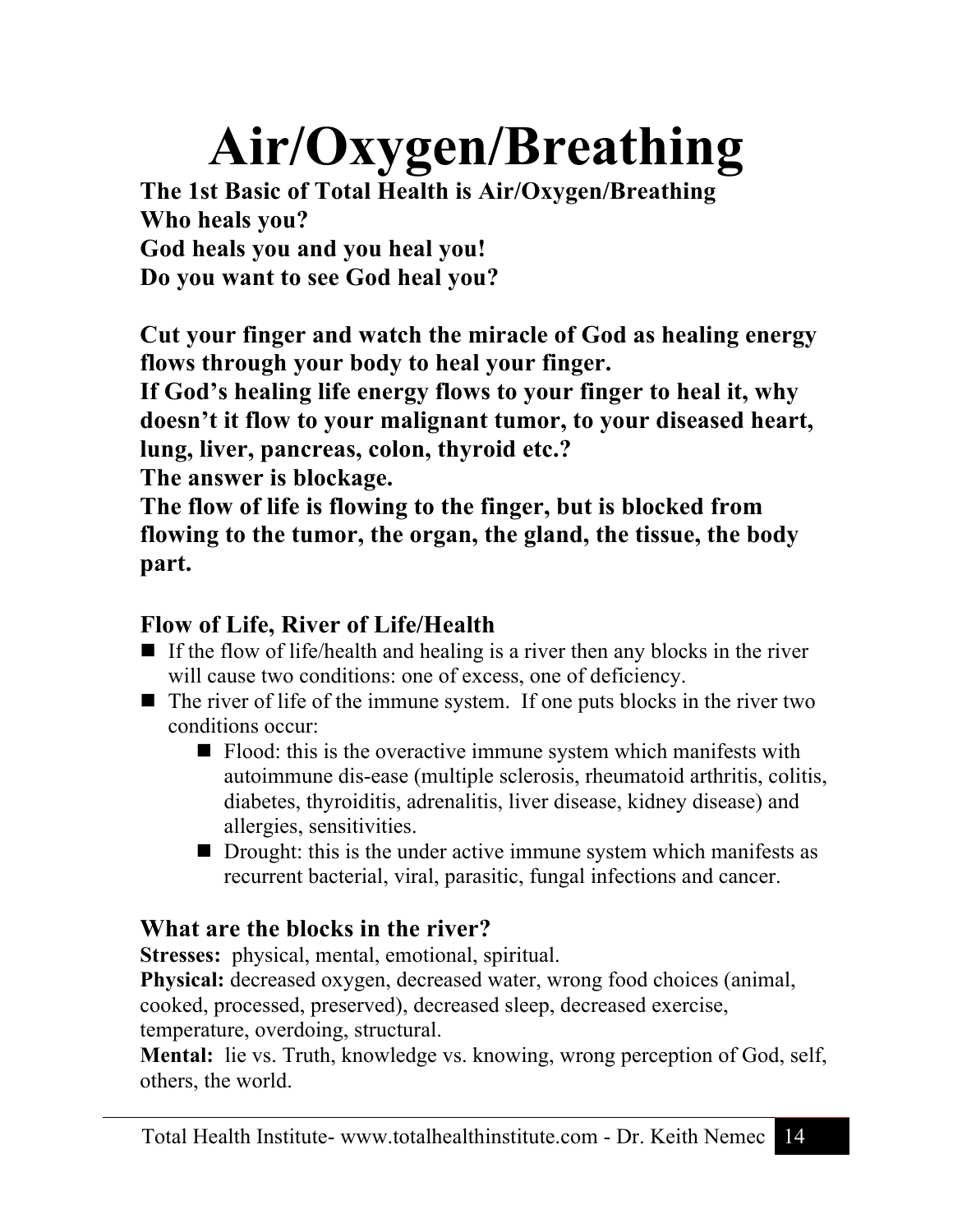# Air/Oxygen/Breathing

**The 1st Basic of Total Health is Air/Oxygen/Breathing**
**Who heals you?**
**God heals you and you heal you!**
**Do you want to see God heal you?**

**Cut your finger and watch the miracle of God as healing energy flows through your body to heal your finger.**
**If God's healing life energy flows to your finger to heal it, why doesn't it flow to your malignant tumor, to your diseased heart, lung, liver, pancreas, colon, thyroid etc.?**
**The answer is blockage.**
**The flow of life is flowing to the finger, but is blocked from flowing to the tumor, the organ, the gland, the tissue, the body part.**

### Flow of Life, River of Life/Health

- If the flow of life/health and healing is a river then any blocks in the river will cause two conditions: one of excess, one of deficiency.
- The river of life of the immune system. If one puts blocks in the river two conditions occur:
  - Flood: this is the overactive immune system which manifests with autoimmune dis-ease (multiple sclerosis, rheumatoid arthritis, colitis, diabetes, thyroiditis, adrenalitis, liver disease, kidney disease) and allergies, sensitivities.
  - Drought: this is the under active immune system which manifests as recurrent bacterial, viral, parasitic, fungal infections and cancer.

### What are the blocks in the river?

**Stresses:** physical, mental, emotional, spiritual.
**Physical:** decreased oxygen, decreased water, wrong food choices (animal, cooked, processed, preserved), decreased sleep, decreased exercise, temperature, overdoing, structural.
**Mental:** lie vs. Truth, knowledge vs. knowing, wrong perception of God, self, others, the world.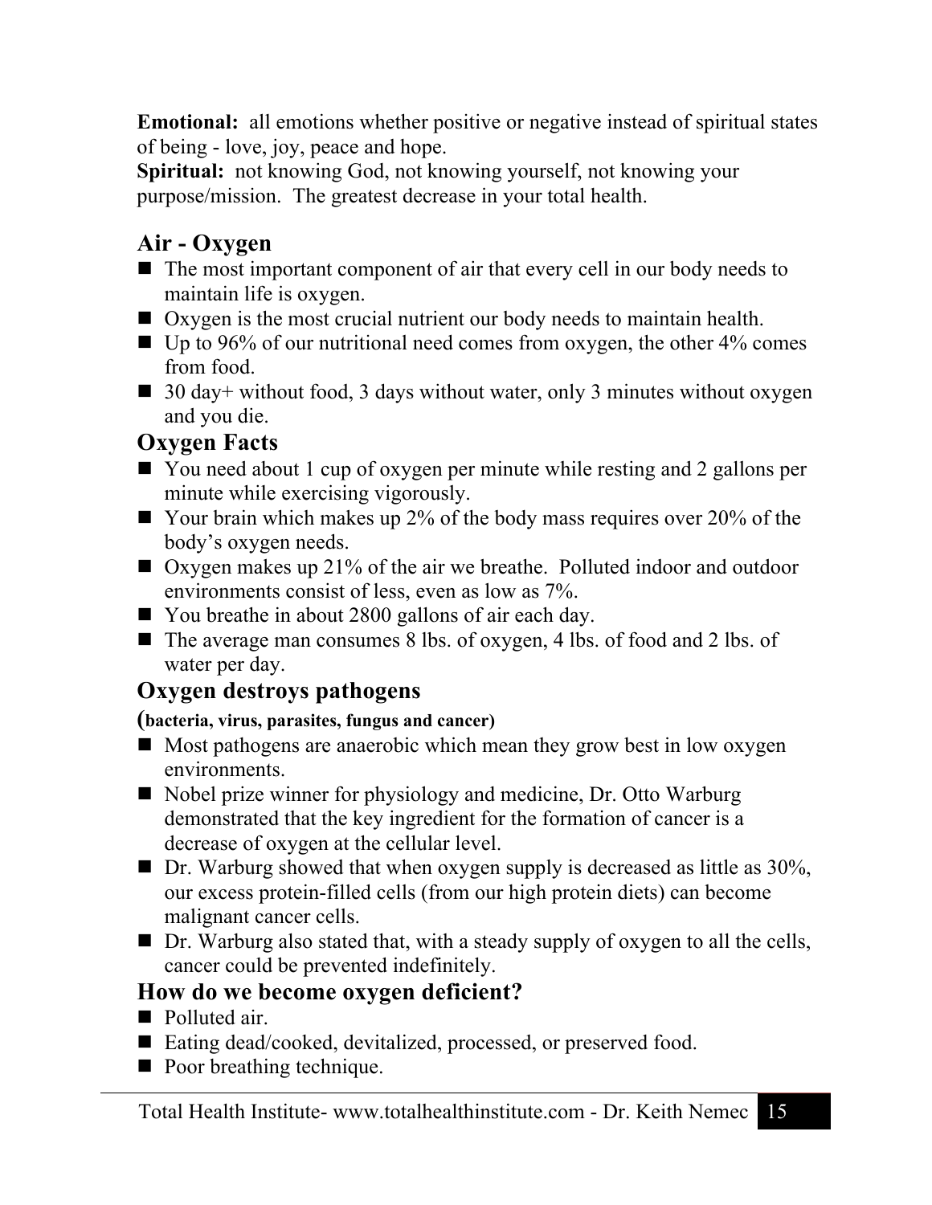**Emotional:** all emotions whether positive or negative instead of spiritual states of being - love, joy, peace and hope.
**Spiritual:** not knowing God, not knowing yourself, not knowing your purpose/mission. The greatest decrease in your total health.

## Air - Oxygen

- The most important component of air that every cell in our body needs to maintain life is oxygen.
- Oxygen is the most crucial nutrient our body needs to maintain health.
- Up to 96% of our nutritional need comes from oxygen, the other 4% comes from food.
- 30 day+ without food, 3 days without water, only 3 minutes without oxygen and you die.

## Oxygen Facts

- You need about 1 cup of oxygen per minute while resting and 2 gallons per minute while exercising vigorously.
- Your brain which makes up 2% of the body mass requires over 20% of the body's oxygen needs.
- Oxygen makes up 21% of the air we breathe. Polluted indoor and outdoor environments consist of less, even as low as 7%.
- You breathe in about 2800 gallons of air each day.
- The average man consumes 8 lbs. of oxygen, 4 lbs. of food and 2 lbs. of water per day.

## Oxygen destroys pathogens

**(bacteria, virus, parasites, fungus and cancer)**

- Most pathogens are anaerobic which mean they grow best in low oxygen environments.
- Nobel prize winner for physiology and medicine, Dr. Otto Warburg demonstrated that the key ingredient for the formation of cancer is a decrease of oxygen at the cellular level.
- Dr. Warburg showed that when oxygen supply is decreased as little as 30%, our excess protein-filled cells (from our high protein diets) can become malignant cancer cells.
- Dr. Warburg also stated that, with a steady supply of oxygen to all the cells, cancer could be prevented indefinitely.

## How do we become oxygen deficient?

- Polluted air.
- Eating dead/cooked, devitalized, processed, or preserved food.
- Poor breathing technique.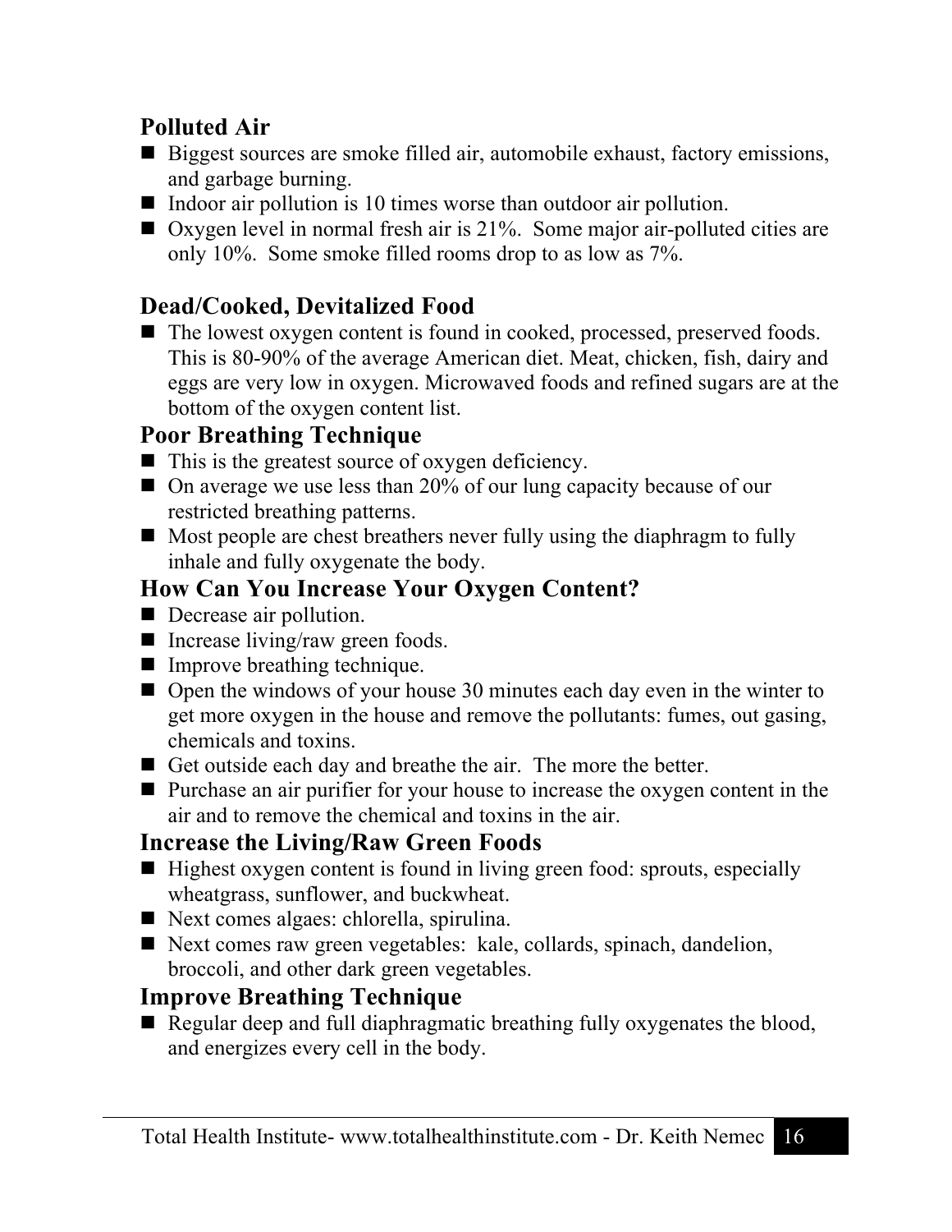## Polluted Air

- Biggest sources are smoke filled air, automobile exhaust, factory emissions, and garbage burning.
- Indoor air pollution is 10 times worse than outdoor air pollution.
- Oxygen level in normal fresh air is 21%. Some major air-polluted cities are only 10%. Some smoke filled rooms drop to as low as 7%.

## Dead/Cooked, Devitalized Food

- The lowest oxygen content is found in cooked, processed, preserved foods. This is 80-90% of the average American diet. Meat, chicken, fish, dairy and eggs are very low in oxygen. Microwaved foods and refined sugars are at the bottom of the oxygen content list.

## Poor Breathing Technique

- This is the greatest source of oxygen deficiency.
- On average we use less than 20% of our lung capacity because of our restricted breathing patterns.
- Most people are chest breathers never fully using the diaphragm to fully inhale and fully oxygenate the body.

## How Can You Increase Your Oxygen Content?

- Decrease air pollution.
- Increase living/raw green foods.
- Improve breathing technique.
- Open the windows of your house 30 minutes each day even in the winter to get more oxygen in the house and remove the pollutants: fumes, out gasing, chemicals and toxins.
- Get outside each day and breathe the air. The more the better.
- Purchase an air purifier for your house to increase the oxygen content in the air and to remove the chemical and toxins in the air.

## Increase the Living/Raw Green Foods

- Highest oxygen content is found in living green food: sprouts, especially wheatgrass, sunflower, and buckwheat.
- Next comes algaes: chlorella, spirulina.
- Next comes raw green vegetables: kale, collards, spinach, dandelion, broccoli, and other dark green vegetables.

## Improve Breathing Technique

- Regular deep and full diaphragmatic breathing fully oxygenates the blood, and energizes every cell in the body.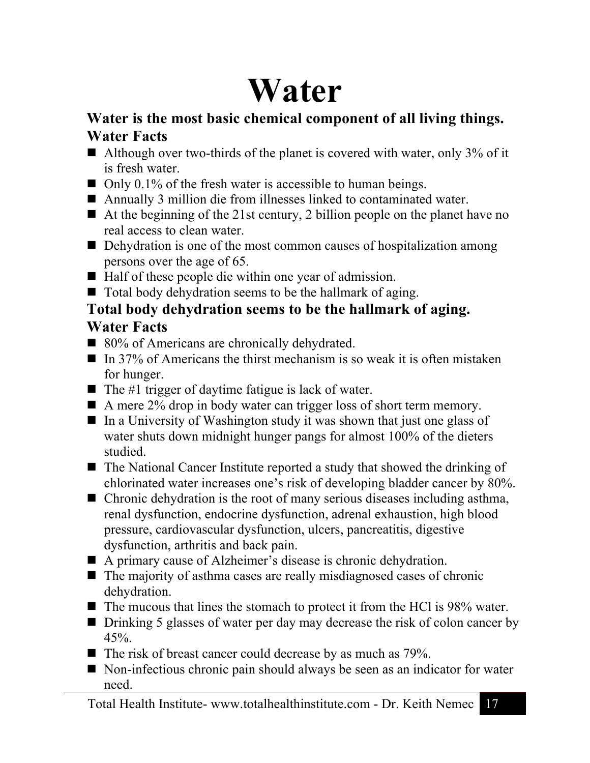# Water

**Water is the most basic chemical component of all living things.**

**Water Facts**

- Although over two-thirds of the planet is covered with water, only 3% of it is fresh water.
- Only 0.1% of the fresh water is accessible to human beings.
- Annually 3 million die from illnesses linked to contaminated water.
- At the beginning of the 21st century, 2 billion people on the planet have no real access to clean water.
- Dehydration is one of the most common causes of hospitalization among persons over the age of 65.
- Half of these people die within one year of admission.
- Total body dehydration seems to be the hallmark of aging.

**Total body dehydration seems to be the hallmark of aging.**

**Water Facts**

- 80% of Americans are chronically dehydrated.
- In 37% of Americans the thirst mechanism is so weak it is often mistaken for hunger.
- The #1 trigger of daytime fatigue is lack of water.
- A mere 2% drop in body water can trigger loss of short term memory.
- In a University of Washington study it was shown that just one glass of water shuts down midnight hunger pangs for almost 100% of the dieters studied.
- The National Cancer Institute reported a study that showed the drinking of chlorinated water increases one's risk of developing bladder cancer by 80%.
- Chronic dehydration is the root of many serious diseases including asthma, renal dysfunction, endocrine dysfunction, adrenal exhaustion, high blood pressure, cardiovascular dysfunction, ulcers, pancreatitis, digestive dysfunction, arthritis and back pain.
- A primary cause of Alzheimer's disease is chronic dehydration.
- The majority of asthma cases are really misdiagnosed cases of chronic dehydration.
- The mucous that lines the stomach to protect it from the HCl is 98% water.
- Drinking 5 glasses of water per day may decrease the risk of colon cancer by 45%.
- The risk of breast cancer could decrease by as much as 79%.
- Non-infectious chronic pain should always be seen as an indicator for water need.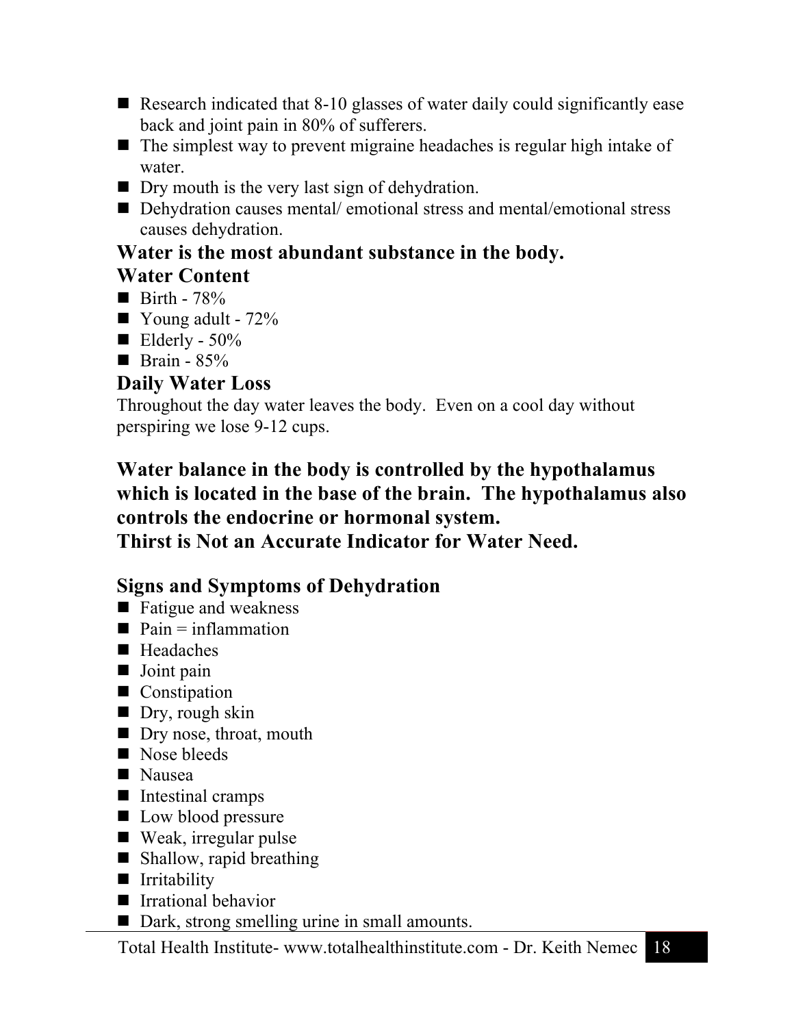- Research indicated that 8-10 glasses of water daily could significantly ease back and joint pain in 80% of sufferers.
- The simplest way to prevent migraine headaches is regular high intake of water.
- Dry mouth is the very last sign of dehydration.
- Dehydration causes mental/ emotional stress and mental/emotional stress causes dehydration.

**Water is the most abundant substance in the body.**

### Water Content

- Birth - 78%
- Young adult - 72%
- Elderly - 50%
- Brain - 85%

### Daily Water Loss

Throughout the day water leaves the body. Even on a cool day without perspiring we lose 9-12 cups.

**Water balance in the body is controlled by the hypothalamus which is located in the base of the brain. The hypothalamus also controls the endocrine or hormonal system.**

**Thirst is Not an Accurate Indicator for Water Need.**

### Signs and Symptoms of Dehydration

- Fatigue and weakness
- Pain = inflammation
- Headaches
- Joint pain
- Constipation
- Dry, rough skin
- Dry nose, throat, mouth
- Nose bleeds
- Nausea
- Intestinal cramps
- Low blood pressure
- Weak, irregular pulse
- Shallow, rapid breathing
- Irritability
- Irrational behavior
- Dark, strong smelling urine in small amounts.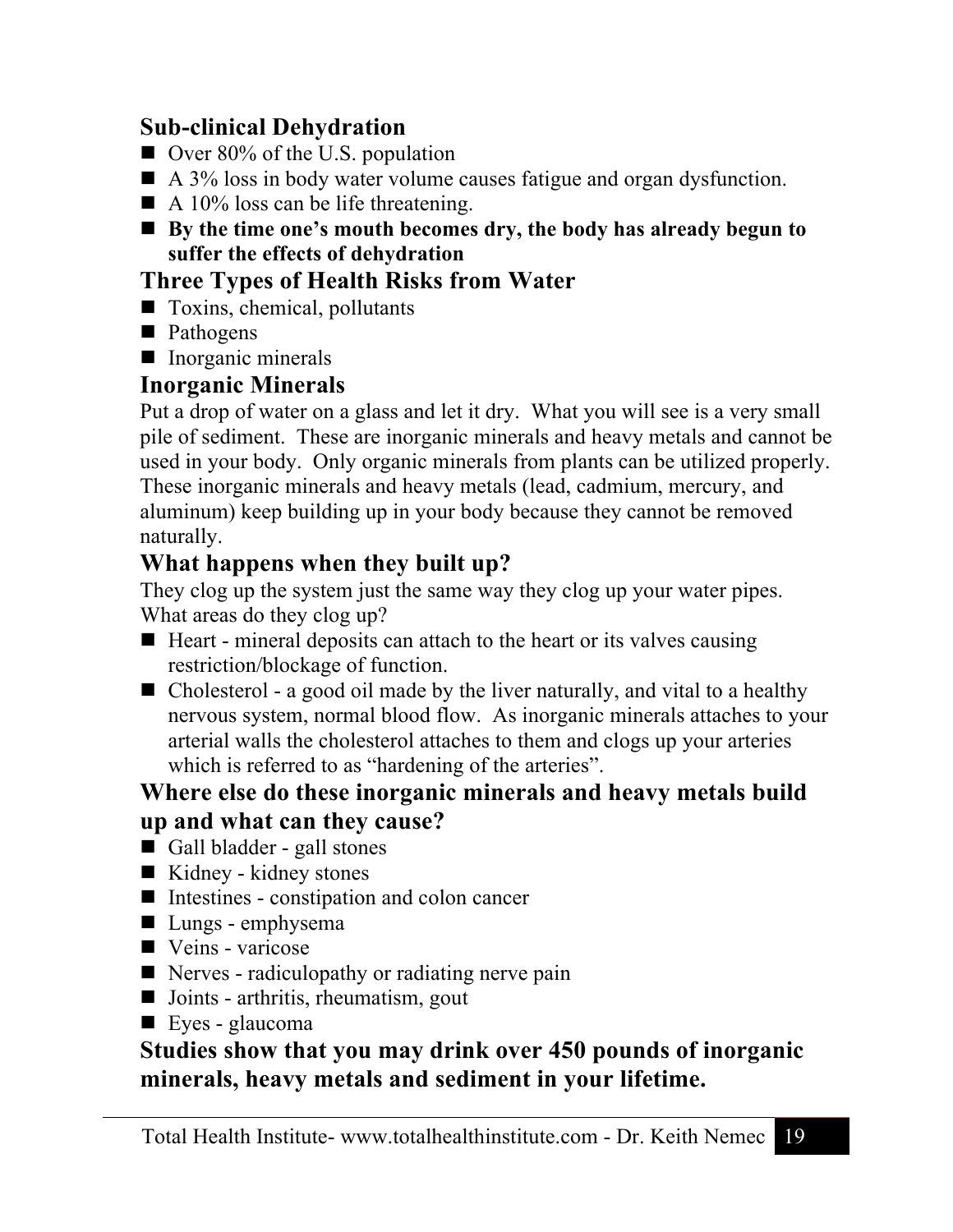### Sub-clinical Dehydration

- Over 80% of the U.S. population
- A 3% loss in body water volume causes fatigue and organ dysfunction.
- A 10% loss can be life threatening.
- **By the time one's mouth becomes dry, the body has already begun to suffer the effects of dehydration**

### Three Types of Health Risks from Water

- Toxins, chemical, pollutants
- Pathogens
- Inorganic minerals

### Inorganic Minerals

Put a drop of water on a glass and let it dry. What you will see is a very small pile of sediment. These are inorganic minerals and heavy metals and cannot be used in your body. Only organic minerals from plants can be utilized properly. These inorganic minerals and heavy metals (lead, cadmium, mercury, and aluminum) keep building up in your body because they cannot be removed naturally.

### What happens when they built up?

They clog up the system just the same way they clog up your water pipes. What areas do they clog up?

- Heart - mineral deposits can attach to the heart or its valves causing restriction/blockage of function.
- Cholesterol - a good oil made by the liver naturally, and vital to a healthy nervous system, normal blood flow. As inorganic minerals attaches to your arterial walls the cholesterol attaches to them and clogs up your arteries which is referred to as "hardening of the arteries".

### Where else do these inorganic minerals and heavy metals build up and what can they cause?

- Gall bladder - gall stones
- Kidney - kidney stones
- Intestines - constipation and colon cancer
- Lungs - emphysema
- Veins - varicose
- Nerves - radiculopathy or radiating nerve pain
- Joints - arthritis, rheumatism, gout
- Eyes - glaucoma

### Studies show that you may drink over 450 pounds of inorganic minerals, heavy metals and sediment in your lifetime.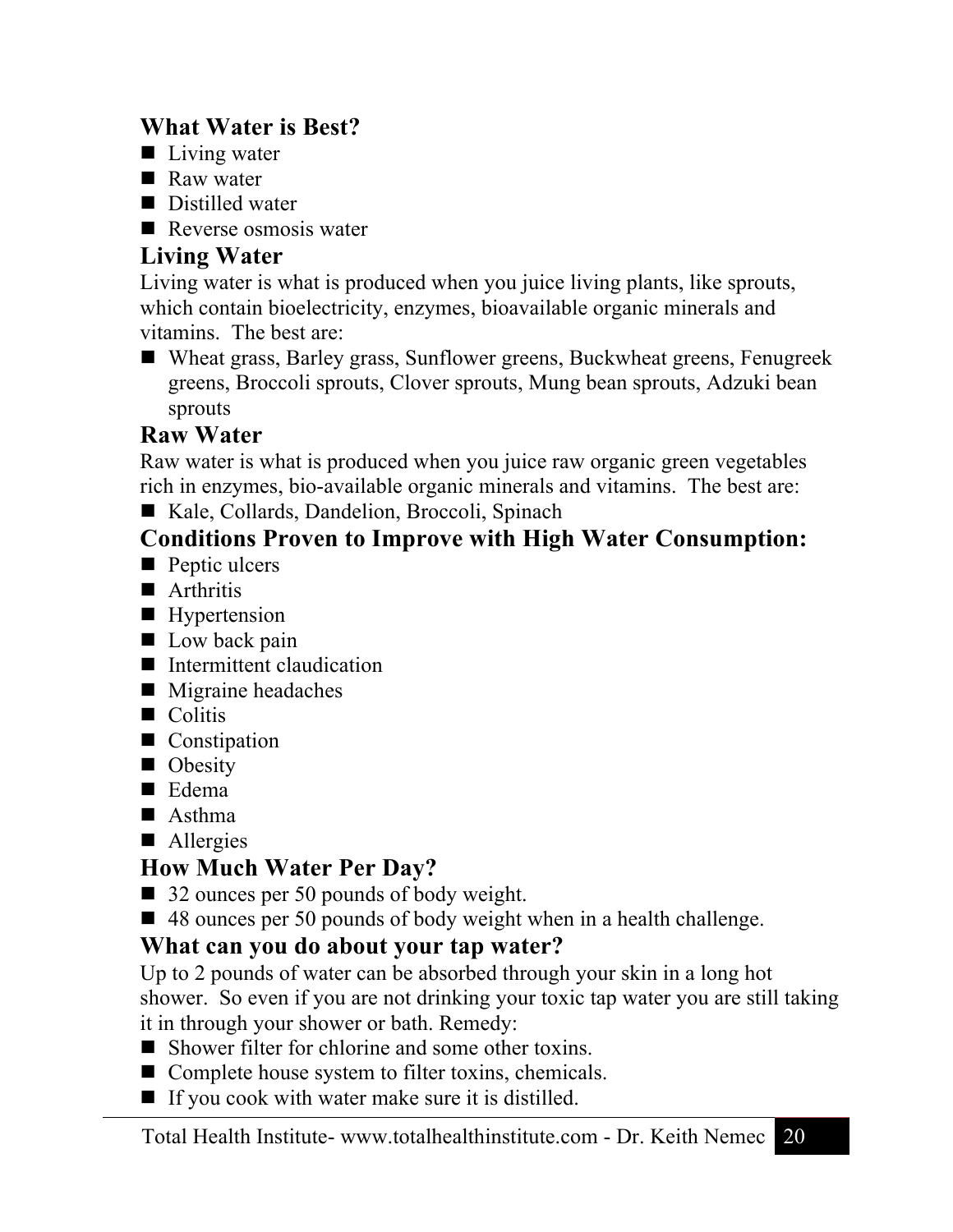## What Water is Best?

- Living water
- Raw water
- Distilled water
- Reverse osmosis water

## Living Water

Living water is what is produced when you juice living plants, like sprouts, which contain bioelectricity, enzymes, bioavailable organic minerals and vitamins. The best are:

- Wheat grass, Barley grass, Sunflower greens, Buckwheat greens, Fenugreek greens, Broccoli sprouts, Clover sprouts, Mung bean sprouts, Adzuki bean sprouts

## Raw Water

Raw water is what is produced when you juice raw organic green vegetables rich in enzymes, bio-available organic minerals and vitamins. The best are:

- Kale, Collards, Dandelion, Broccoli, Spinach

## Conditions Proven to Improve with High Water Consumption:

- Peptic ulcers
- Arthritis
- Hypertension
- Low back pain
- Intermittent claudication
- Migraine headaches
- Colitis
- Constipation
- Obesity
- Edema
- Asthma
- Allergies

## How Much Water Per Day?

- 32 ounces per 50 pounds of body weight.
- 48 ounces per 50 pounds of body weight when in a health challenge.

## What can you do about your tap water?

Up to 2 pounds of water can be absorbed through your skin in a long hot shower. So even if you are not drinking your toxic tap water you are still taking it in through your shower or bath. Remedy:

- Shower filter for chlorine and some other toxins.
- Complete house system to filter toxins, chemicals.
- If you cook with water make sure it is distilled.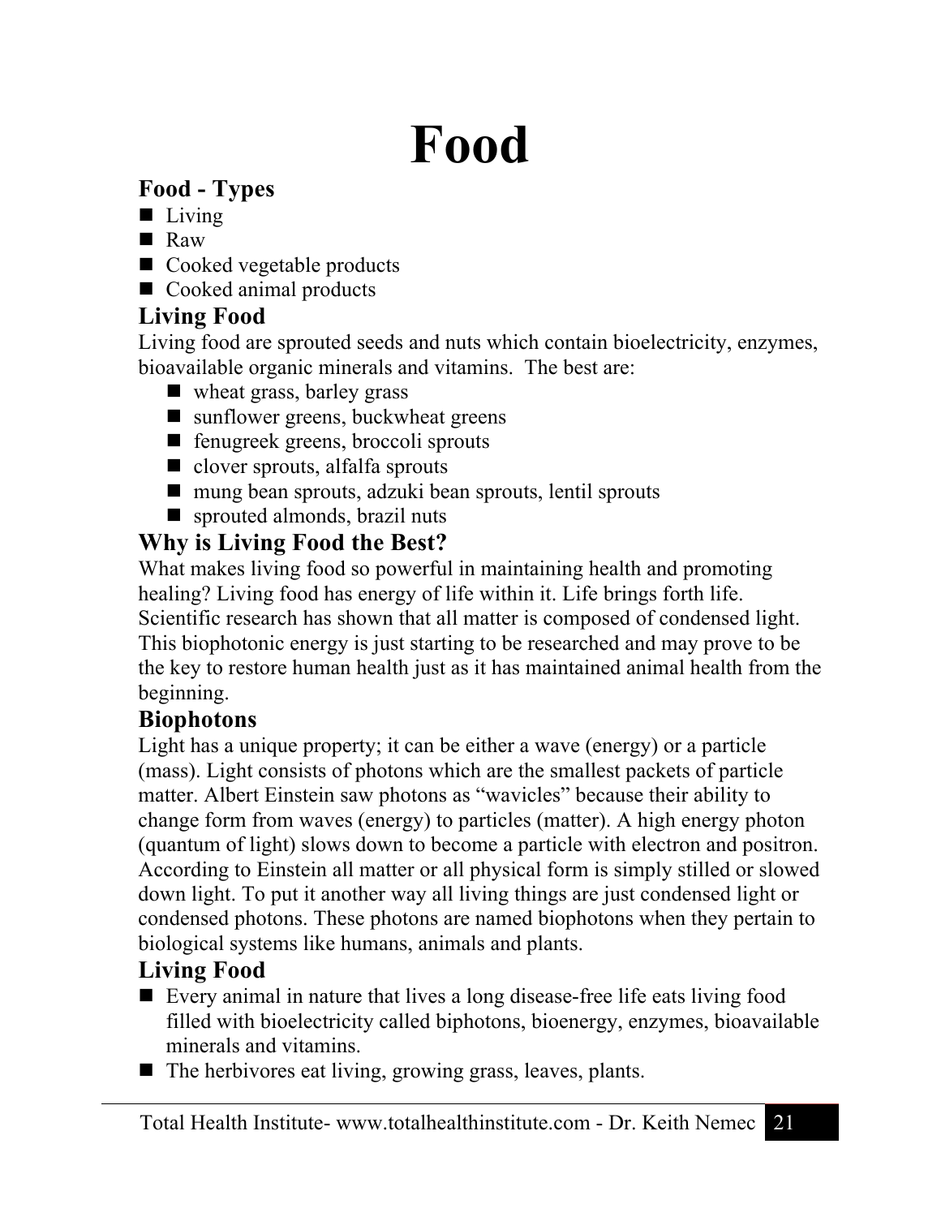# Food

## Food - Types

- Living
- Raw
- Cooked vegetable products
- Cooked animal products

## Living Food

Living food are sprouted seeds and nuts which contain bioelectricity, enzymes, bioavailable organic minerals and vitamins. The best are:

- wheat grass, barley grass
- sunflower greens, buckwheat greens
- fenugreek greens, broccoli sprouts
- clover sprouts, alfalfa sprouts
- mung bean sprouts, adzuki bean sprouts, lentil sprouts
- sprouted almonds, brazil nuts

## Why is Living Food the Best?

What makes living food so powerful in maintaining health and promoting healing? Living food has energy of life within it. Life brings forth life. Scientific research has shown that all matter is composed of condensed light. This biophotonic energy is just starting to be researched and may prove to be the key to restore human health just as it has maintained animal health from the beginning.

## Biophotons

Light has a unique property; it can be either a wave (energy) or a particle (mass). Light consists of photons which are the smallest packets of particle matter. Albert Einstein saw photons as "wavicles" because their ability to change form from waves (energy) to particles (matter). A high energy photon (quantum of light) slows down to become a particle with electron and positron. According to Einstein all matter or all physical form is simply stilled or slowed down light. To put it another way all living things are just condensed light or condensed photons. These photons are named biophotons when they pertain to biological systems like humans, animals and plants.

## Living Food

- Every animal in nature that lives a long disease-free life eats living food filled with bioelectricity called biphotons, bioenergy, enzymes, bioavailable minerals and vitamins.
- The herbivores eat living, growing grass, leaves, plants.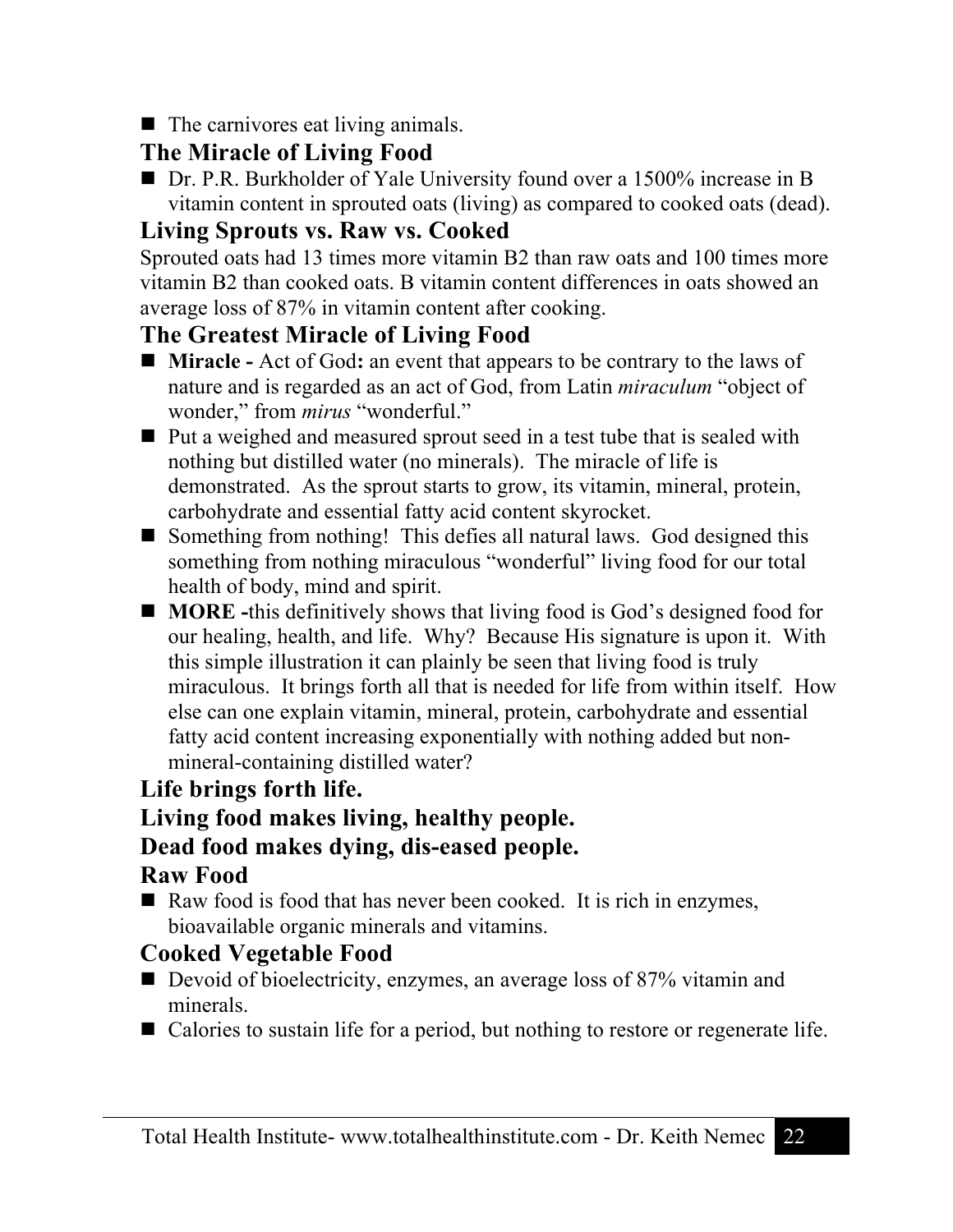- The carnivores eat living animals.

## The Miracle of Living Food

- Dr. P.R. Burkholder of Yale University found over a 1500% increase in B vitamin content in sprouted oats (living) as compared to cooked oats (dead).

## Living Sprouts vs. Raw vs. Cooked

Sprouted oats had 13 times more vitamin B2 than raw oats and 100 times more vitamin B2 than cooked oats. B vitamin content differences in oats showed an average loss of 87% in vitamin content after cooking.

## The Greatest Miracle of Living Food

- **Miracle -** Act of God**:** an event that appears to be contrary to the laws of nature and is regarded as an act of God, from Latin *miraculum* "object of wonder," from *mirus* "wonderful."
- Put a weighed and measured sprout seed in a test tube that is sealed with nothing but distilled water (no minerals). The miracle of life is demonstrated. As the sprout starts to grow, its vitamin, mineral, protein, carbohydrate and essential fatty acid content skyrocket.
- Something from nothing! This defies all natural laws. God designed this something from nothing miraculous "wonderful" living food for our total health of body, mind and spirit.
- **MORE -**this definitively shows that living food is God's designed food for our healing, health, and life. Why? Because His signature is upon it. With this simple illustration it can plainly be seen that living food is truly miraculous. It brings forth all that is needed for life from within itself. How else can one explain vitamin, mineral, protein, carbohydrate and essential fatty acid content increasing exponentially with nothing added but non-mineral-containing distilled water?

## Life brings forth life.

## Living food makes living, healthy people.

## Dead food makes dying, dis-eased people.

## Raw Food

- Raw food is food that has never been cooked. It is rich in enzymes, bioavailable organic minerals and vitamins.

## Cooked Vegetable Food

- Devoid of bioelectricity, enzymes, an average loss of 87% vitamin and minerals.
- Calories to sustain life for a period, but nothing to restore or regenerate life.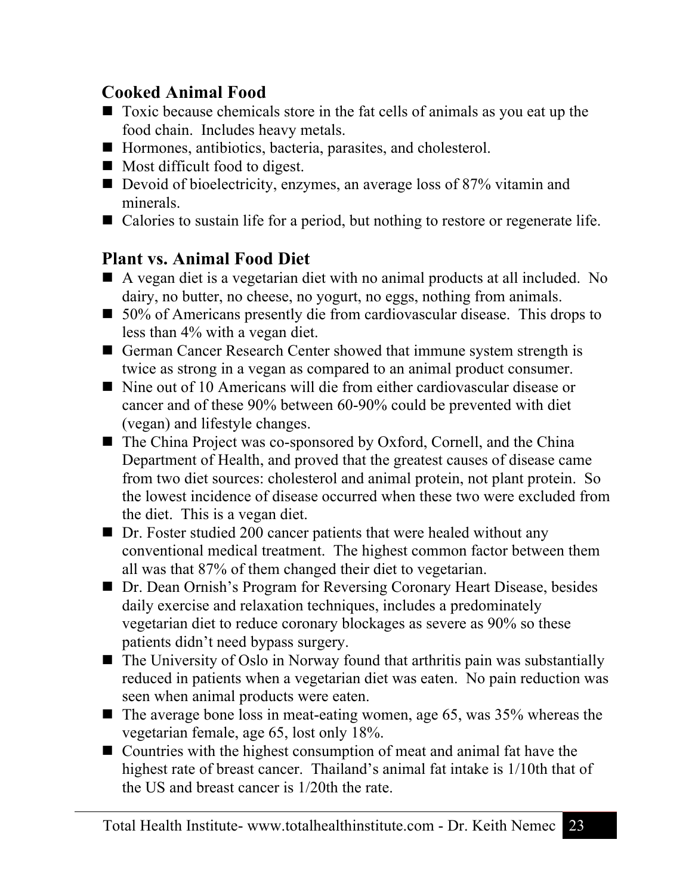## Cooked Animal Food

- Toxic because chemicals store in the fat cells of animals as you eat up the food chain. Includes heavy metals.
- Hormones, antibiotics, bacteria, parasites, and cholesterol.
- Most difficult food to digest.
- Devoid of bioelectricity, enzymes, an average loss of 87% vitamin and minerals.
- Calories to sustain life for a period, but nothing to restore or regenerate life.

## Plant vs. Animal Food Diet

- A vegan diet is a vegetarian diet with no animal products at all included. No dairy, no butter, no cheese, no yogurt, no eggs, nothing from animals.
- 50% of Americans presently die from cardiovascular disease. This drops to less than 4% with a vegan diet.
- German Cancer Research Center showed that immune system strength is twice as strong in a vegan as compared to an animal product consumer.
- Nine out of 10 Americans will die from either cardiovascular disease or cancer and of these 90% between 60-90% could be prevented with diet (vegan) and lifestyle changes.
- The China Project was co-sponsored by Oxford, Cornell, and the China Department of Health, and proved that the greatest causes of disease came from two diet sources: cholesterol and animal protein, not plant protein. So the lowest incidence of disease occurred when these two were excluded from the diet. This is a vegan diet.
- Dr. Foster studied 200 cancer patients that were healed without any conventional medical treatment. The highest common factor between them all was that 87% of them changed their diet to vegetarian.
- Dr. Dean Ornish's Program for Reversing Coronary Heart Disease, besides daily exercise and relaxation techniques, includes a predominately vegetarian diet to reduce coronary blockages as severe as 90% so these patients didn't need bypass surgery.
- The University of Oslo in Norway found that arthritis pain was substantially reduced in patients when a vegetarian diet was eaten. No pain reduction was seen when animal products were eaten.
- The average bone loss in meat-eating women, age 65, was 35% whereas the vegetarian female, age 65, lost only 18%.
- Countries with the highest consumption of meat and animal fat have the highest rate of breast cancer. Thailand's animal fat intake is 1/10th that of the US and breast cancer is 1/20th the rate.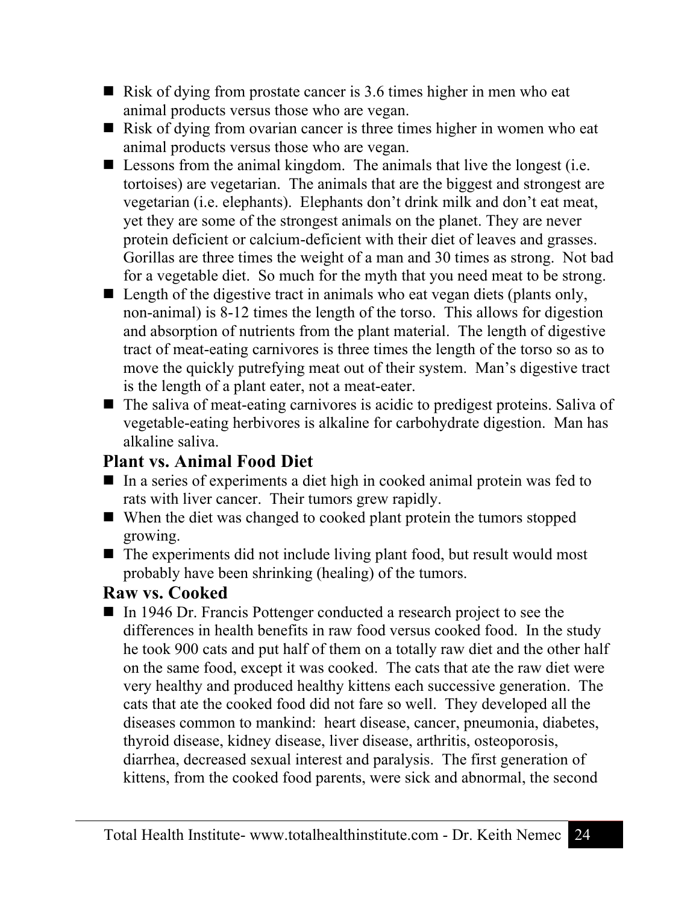- Risk of dying from prostate cancer is 3.6 times higher in men who eat animal products versus those who are vegan.
- Risk of dying from ovarian cancer is three times higher in women who eat animal products versus those who are vegan.
- Lessons from the animal kingdom. The animals that live the longest (i.e. tortoises) are vegetarian. The animals that are the biggest and strongest are vegetarian (i.e. elephants). Elephants don't drink milk and don't eat meat, yet they are some of the strongest animals on the planet. They are never protein deficient or calcium-deficient with their diet of leaves and grasses. Gorillas are three times the weight of a man and 30 times as strong. Not bad for a vegetable diet. So much for the myth that you need meat to be strong.
- Length of the digestive tract in animals who eat vegan diets (plants only, non-animal) is 8-12 times the length of the torso. This allows for digestion and absorption of nutrients from the plant material. The length of digestive tract of meat-eating carnivores is three times the length of the torso so as to move the quickly putrefying meat out of their system. Man's digestive tract is the length of a plant eater, not a meat-eater.
- The saliva of meat-eating carnivores is acidic to predigest proteins. Saliva of vegetable-eating herbivores is alkaline for carbohydrate digestion. Man has alkaline saliva.

## Plant vs. Animal Food Diet

- In a series of experiments a diet high in cooked animal protein was fed to rats with liver cancer. Their tumors grew rapidly.
- When the diet was changed to cooked plant protein the tumors stopped growing.
- The experiments did not include living plant food, but result would most probably have been shrinking (healing) of the tumors.

## Raw vs. Cooked

- In 1946 Dr. Francis Pottenger conducted a research project to see the differences in health benefits in raw food versus cooked food. In the study he took 900 cats and put half of them on a totally raw diet and the other half on the same food, except it was cooked. The cats that ate the raw diet were very healthy and produced healthy kittens each successive generation. The cats that ate the cooked food did not fare so well. They developed all the diseases common to mankind: heart disease, cancer, pneumonia, diabetes, thyroid disease, kidney disease, liver disease, arthritis, osteoporosis, diarrhea, decreased sexual interest and paralysis. The first generation of kittens, from the cooked food parents, were sick and abnormal, the second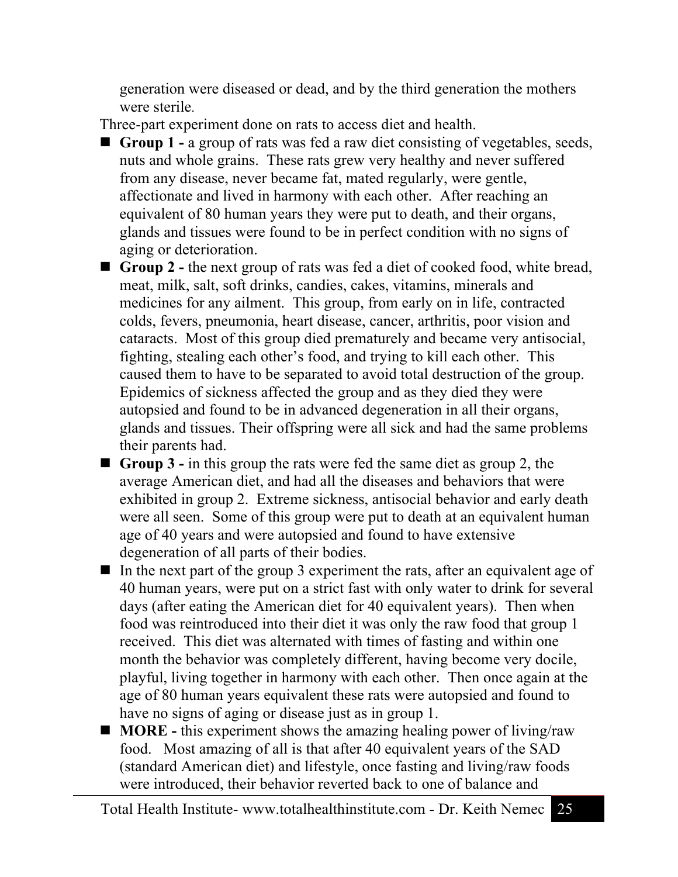generation were diseased or dead, and by the third generation the mothers were sterile.

Three-part experiment done on rats to access diet and health.

- **Group 1 -** a group of rats was fed a raw diet consisting of vegetables, seeds, nuts and whole grains. These rats grew very healthy and never suffered from any disease, never became fat, mated regularly, were gentle, affectionate and lived in harmony with each other. After reaching an equivalent of 80 human years they were put to death, and their organs, glands and tissues were found to be in perfect condition with no signs of aging or deterioration.
- **Group 2 -** the next group of rats was fed a diet of cooked food, white bread, meat, milk, salt, soft drinks, candies, cakes, vitamins, minerals and medicines for any ailment. This group, from early on in life, contracted colds, fevers, pneumonia, heart disease, cancer, arthritis, poor vision and cataracts. Most of this group died prematurely and became very antisocial, fighting, stealing each other's food, and trying to kill each other. This caused them to have to be separated to avoid total destruction of the group. Epidemics of sickness affected the group and as they died they were autopsied and found to be in advanced degeneration in all their organs, glands and tissues. Their offspring were all sick and had the same problems their parents had.
- **Group 3 -** in this group the rats were fed the same diet as group 2, the average American diet, and had all the diseases and behaviors that were exhibited in group 2. Extreme sickness, antisocial behavior and early death were all seen. Some of this group were put to death at an equivalent human age of 40 years and were autopsied and found to have extensive degeneration of all parts of their bodies.
- In the next part of the group 3 experiment the rats, after an equivalent age of 40 human years, were put on a strict fast with only water to drink for several days (after eating the American diet for 40 equivalent years). Then when food was reintroduced into their diet it was only the raw food that group 1 received. This diet was alternated with times of fasting and within one month the behavior was completely different, having become very docile, playful, living together in harmony with each other. Then once again at the age of 80 human years equivalent these rats were autopsied and found to have no signs of aging or disease just as in group 1.
- **MORE -** this experiment shows the amazing healing power of living/raw food. Most amazing of all is that after 40 equivalent years of the SAD (standard American diet) and lifestyle, once fasting and living/raw foods were introduced, their behavior reverted back to one of balance and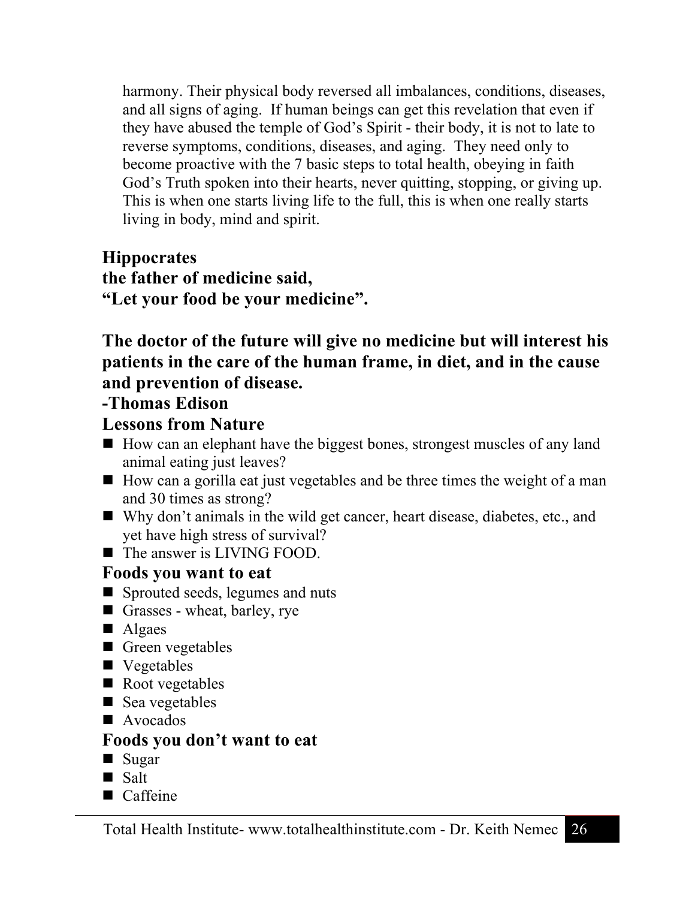harmony. Their physical body reversed all imbalances, conditions, diseases, and all signs of aging. If human beings can get this revelation that even if they have abused the temple of God's Spirit - their body, it is not to late to reverse symptoms, conditions, diseases, and aging. They need only to become proactive with the 7 basic steps to total health, obeying in faith God's Truth spoken into their hearts, never quitting, stopping, or giving up. This is when one starts living life to the full, this is when one really starts living in body, mind and spirit.

**Hippocrates**
**the father of medicine said,**
**"Let your food be your medicine".**

**The doctor of the future will give no medicine but will interest his patients in the care of the human frame, in diet, and in the cause and prevention of disease.**
**-Thomas Edison**

### Lessons from Nature

- How can an elephant have the biggest bones, strongest muscles of any land animal eating just leaves?
- How can a gorilla eat just vegetables and be three times the weight of a man and 30 times as strong?
- Why don't animals in the wild get cancer, heart disease, diabetes, etc., and yet have high stress of survival?
- The answer is LIVING FOOD.

### Foods you want to eat

- Sprouted seeds, legumes and nuts
- Grasses - wheat, barley, rye
- Algaes
- Green vegetables
- Vegetables
- Root vegetables
- Sea vegetables
- Avocados

### Foods you don't want to eat

- Sugar
- Salt
- Caffeine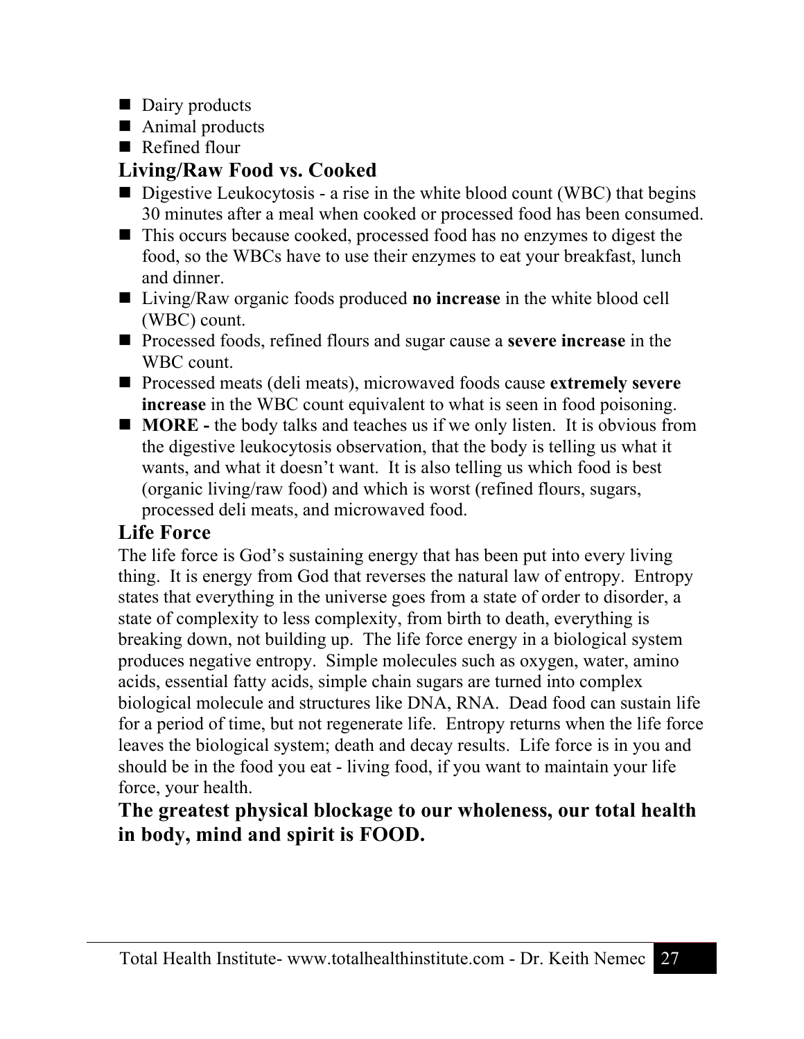- Dairy products
- Animal products
- Refined flour

## Living/Raw Food vs. Cooked

- Digestive Leukocytosis - a rise in the white blood count (WBC) that begins 30 minutes after a meal when cooked or processed food has been consumed.
- This occurs because cooked, processed food has no enzymes to digest the food, so the WBCs have to use their enzymes to eat your breakfast, lunch and dinner.
- Living/Raw organic foods produced **no increase** in the white blood cell (WBC) count.
- Processed foods, refined flours and sugar cause a **severe increase** in the WBC count.
- Processed meats (deli meats), microwaved foods cause **extremely severe increase** in the WBC count equivalent to what is seen in food poisoning.
- **MORE -** the body talks and teaches us if we only listen. It is obvious from the digestive leukocytosis observation, that the body is telling us what it wants, and what it doesn't want. It is also telling us which food is best (organic living/raw food) and which is worst (refined flours, sugars, processed deli meats, and microwaved food.

## Life Force

The life force is God's sustaining energy that has been put into every living thing. It is energy from God that reverses the natural law of entropy. Entropy states that everything in the universe goes from a state of order to disorder, a state of complexity to less complexity, from birth to death, everything is breaking down, not building up. The life force energy in a biological system produces negative entropy. Simple molecules such as oxygen, water, amino acids, essential fatty acids, simple chain sugars are turned into complex biological molecule and structures like DNA, RNA. Dead food can sustain life for a period of time, but not regenerate life. Entropy returns when the life force leaves the biological system; death and decay results. Life force is in you and should be in the food you eat - living food, if you want to maintain your life force, your health.

## The greatest physical blockage to our wholeness, our total health in body, mind and spirit is FOOD.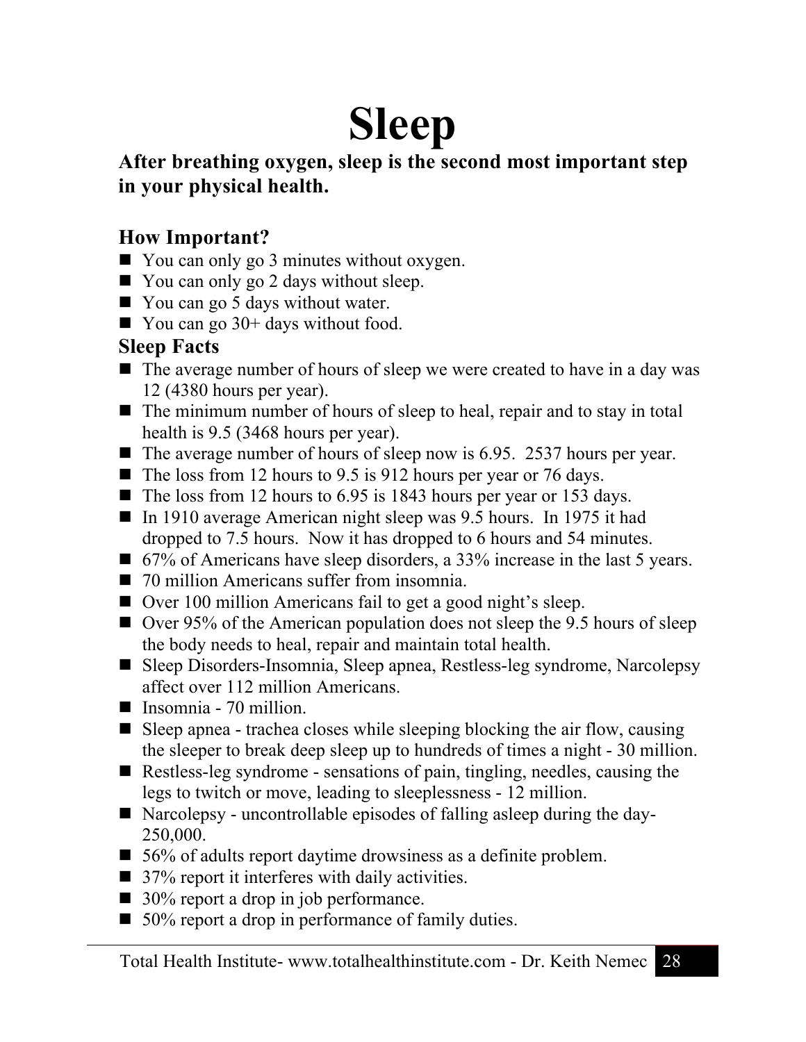# Sleep

**After breathing oxygen, sleep is the second most important step in your physical health.**

## How Important?

- You can only go 3 minutes without oxygen.
- You can only go 2 days without sleep.
- You can go 5 days without water.
- You can go 30+ days without food.

## Sleep Facts

- The average number of hours of sleep we were created to have in a day was 12 (4380 hours per year).
- The minimum number of hours of sleep to heal, repair and to stay in total health is 9.5 (3468 hours per year).
- The average number of hours of sleep now is 6.95. 2537 hours per year.
- The loss from 12 hours to 9.5 is 912 hours per year or 76 days.
- The loss from 12 hours to 6.95 is 1843 hours per year or 153 days.
- In 1910 average American night sleep was 9.5 hours. In 1975 it had dropped to 7.5 hours. Now it has dropped to 6 hours and 54 minutes.
- 67% of Americans have sleep disorders, a 33% increase in the last 5 years.
- 70 million Americans suffer from insomnia.
- Over 100 million Americans fail to get a good night's sleep.
- Over 95% of the American population does not sleep the 9.5 hours of sleep the body needs to heal, repair and maintain total health.
- Sleep Disorders-Insomnia, Sleep apnea, Restless-leg syndrome, Narcolepsy affect over 112 million Americans.
- Insomnia - 70 million.
- Sleep apnea - trachea closes while sleeping blocking the air flow, causing the sleeper to break deep sleep up to hundreds of times a night - 30 million.
- Restless-leg syndrome - sensations of pain, tingling, needles, causing the legs to twitch or move, leading to sleeplessness - 12 million.
- Narcolepsy - uncontrollable episodes of falling asleep during the day- 250,000.
- 56% of adults report daytime drowsiness as a definite problem.
- 37% report it interferes with daily activities.
- 30% report a drop in job performance.
- 50% report a drop in performance of family duties.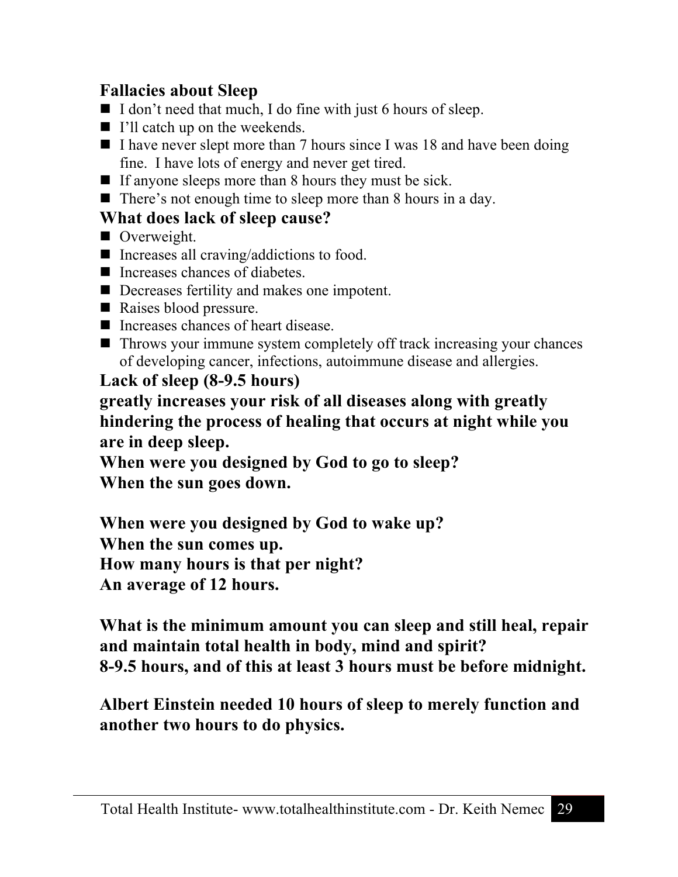### Fallacies about Sleep

- I don’t need that much, I do fine with just 6 hours of sleep.
- I’ll catch up on the weekends.
- I have never slept more than 7 hours since I was 18 and have been doing fine. I have lots of energy and never get tired.
- If anyone sleeps more than 8 hours they must be sick.
- There’s not enough time to sleep more than 8 hours in a day.

### What does lack of sleep cause?

- Overweight.
- Increases all craving/addictions to food.
- Increases chances of diabetes.
- Decreases fertility and makes one impotent.
- Raises blood pressure.
- Increases chances of heart disease.
- Throws your immune system completely off track increasing your chances of developing cancer, infections, autoimmune disease and allergies.

**Lack of sleep (8-9.5 hours)**
**greatly increases your risk of all diseases along with greatly hindering the process of healing that occurs at night while you are in deep sleep.**

**When were you designed by God to go to sleep?**
**When the sun goes down.**

**When were you designed by God to wake up?**
**When the sun comes up.**
**How many hours is that per night?**
**An average of 12 hours.**

**What is the minimum amount you can sleep and still heal, repair and maintain total health in body, mind and spirit?**
**8-9.5 hours, and of this at least 3 hours must be before midnight.**

**Albert Einstein needed 10 hours of sleep to merely function and another two hours to do physics.**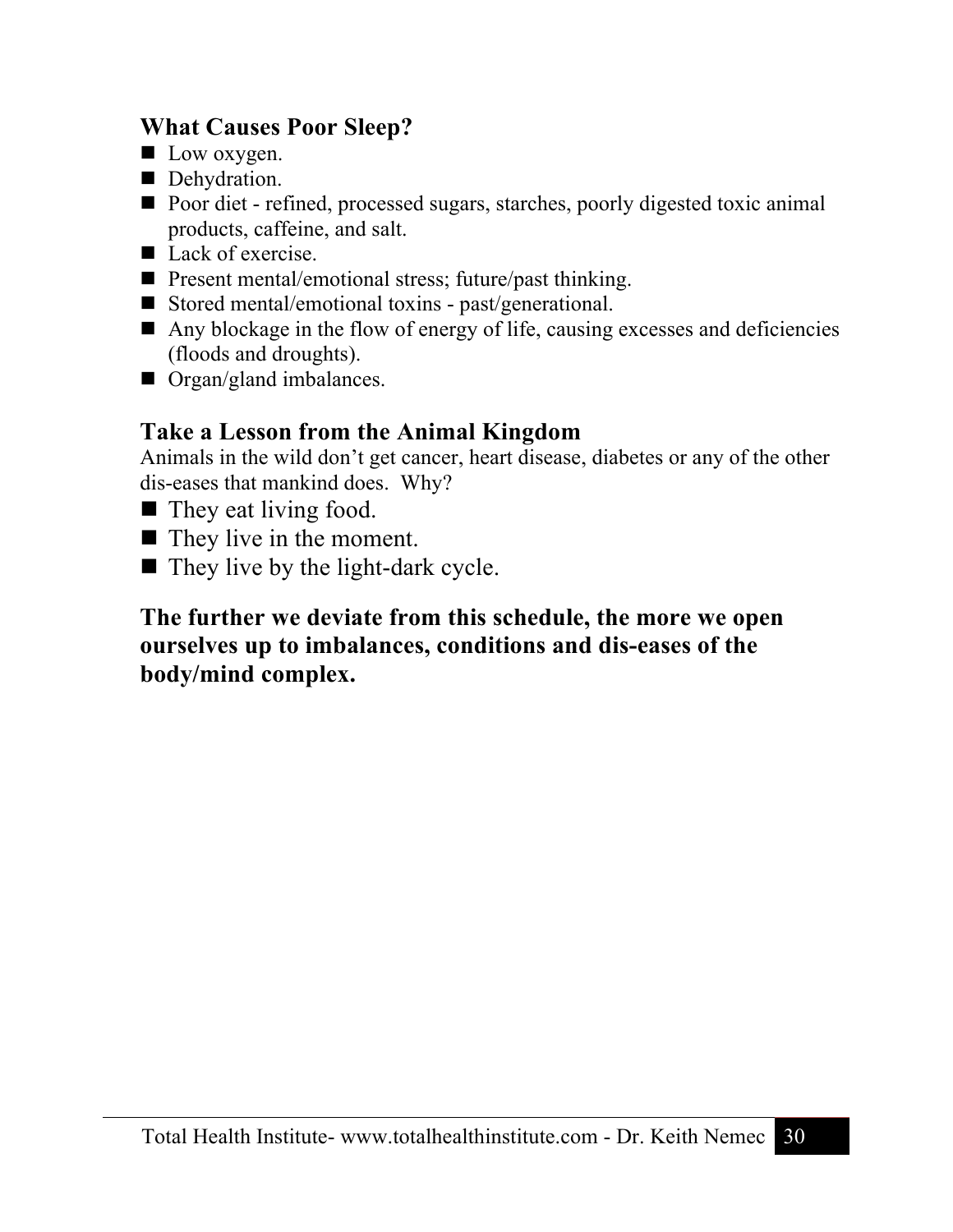### What Causes Poor Sleep?

- Low oxygen.
- Dehydration.
- Poor diet - refined, processed sugars, starches, poorly digested toxic animal products, caffeine, and salt.
- Lack of exercise.
- Present mental/emotional stress; future/past thinking.
- Stored mental/emotional toxins - past/generational.
- Any blockage in the flow of energy of life, causing excesses and deficiencies (floods and droughts).
- Organ/gland imbalances.

### Take a Lesson from the Animal Kingdom

Animals in the wild don't get cancer, heart disease, diabetes or any of the other dis-eases that mankind does. Why?

- They eat living food.
- They live in the moment.
- They live by the light-dark cycle.

**The further we deviate from this schedule, the more we open ourselves up to imbalances, conditions and dis-eases of the body/mind complex.**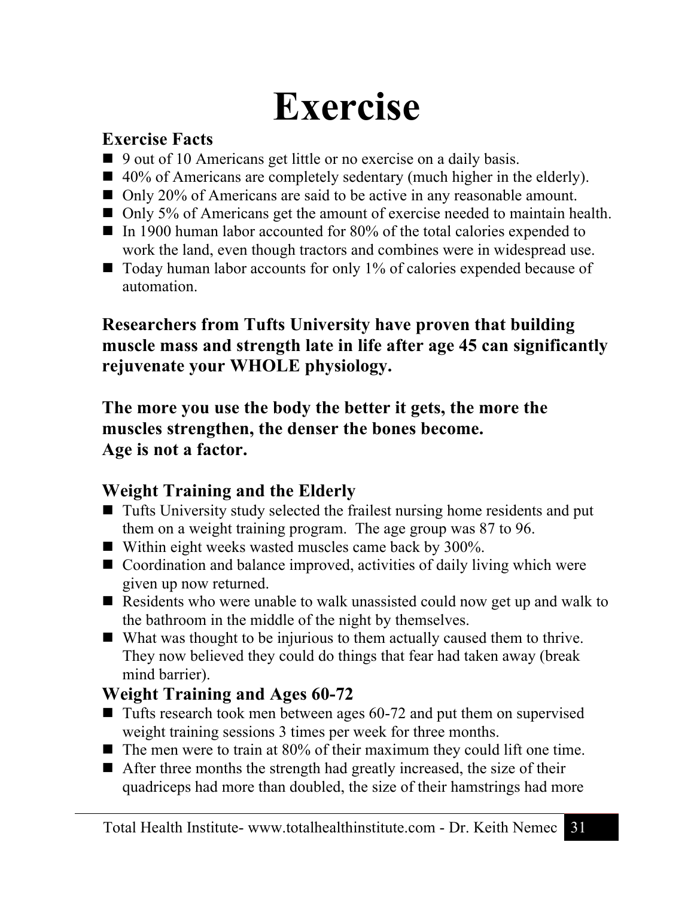# Exercise

### Exercise Facts

- 9 out of 10 Americans get little or no exercise on a daily basis.
- 40% of Americans are completely sedentary (much higher in the elderly).
- Only 20% of Americans are said to be active in any reasonable amount.
- Only 5% of Americans get the amount of exercise needed to maintain health.
- In 1900 human labor accounted for 80% of the total calories expended to work the land, even though tractors and combines were in widespread use.
- Today human labor accounts for only 1% of calories expended because of automation.

**Researchers from Tufts University have proven that building muscle mass and strength late in life after age 45 can significantly rejuvenate your WHOLE physiology.**

**The more you use the body the better it gets, the more the muscles strengthen, the denser the bones become.
Age is not a factor.**

### Weight Training and the Elderly

- Tufts University study selected the frailest nursing home residents and put them on a weight training program. The age group was 87 to 96.
- Within eight weeks wasted muscles came back by 300%.
- Coordination and balance improved, activities of daily living which were given up now returned.
- Residents who were unable to walk unassisted could now get up and walk to the bathroom in the middle of the night by themselves.
- What was thought to be injurious to them actually caused them to thrive. They now believed they could do things that fear had taken away (break mind barrier).

### Weight Training and Ages 60-72

- Tufts research took men between ages 60-72 and put them on supervised weight training sessions 3 times per week for three months.
- The men were to train at 80% of their maximum they could lift one time.
- After three months the strength had greatly increased, the size of their quadriceps had more than doubled, the size of their hamstrings had more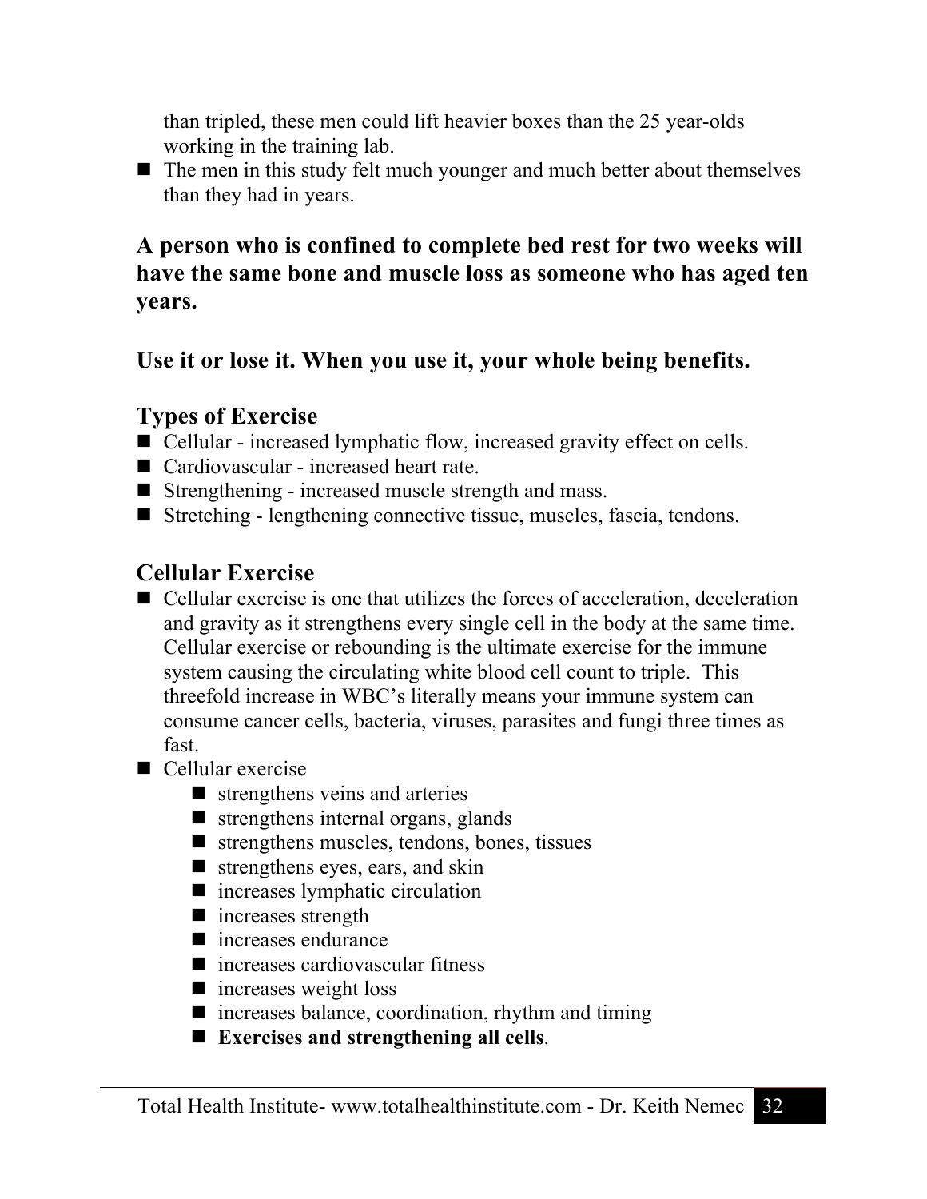than tripled, these men could lift heavier boxes than the 25 year-olds working in the training lab.

- The men in this study felt much younger and much better about themselves than they had in years.

**A person who is confined to complete bed rest for two weeks will have the same bone and muscle loss as someone who has aged ten years.**

**Use it or lose it. When you use it, your whole being benefits.**

## Types of Exercise

- Cellular - increased lymphatic flow, increased gravity effect on cells.
- Cardiovascular - increased heart rate.
- Strengthening - increased muscle strength and mass.
- Stretching - lengthening connective tissue, muscles, fascia, tendons.

## Cellular Exercise

- Cellular exercise is one that utilizes the forces of acceleration, deceleration and gravity as it strengthens every single cell in the body at the same time. Cellular exercise or rebounding is the ultimate exercise for the immune system causing the circulating white blood cell count to triple. This threefold increase in WBC's literally means your immune system can consume cancer cells, bacteria, viruses, parasites and fungi three times as fast.
- Cellular exercise
  - strengthens veins and arteries
  - strengthens internal organs, glands
  - strengthens muscles, tendons, bones, tissues
  - strengthens eyes, ears, and skin
  - increases lymphatic circulation
  - increases strength
  - increases endurance
  - increases cardiovascular fitness
  - increases weight loss
  - increases balance, coordination, rhythm and timing
  - **Exercises and strengthening all cells**.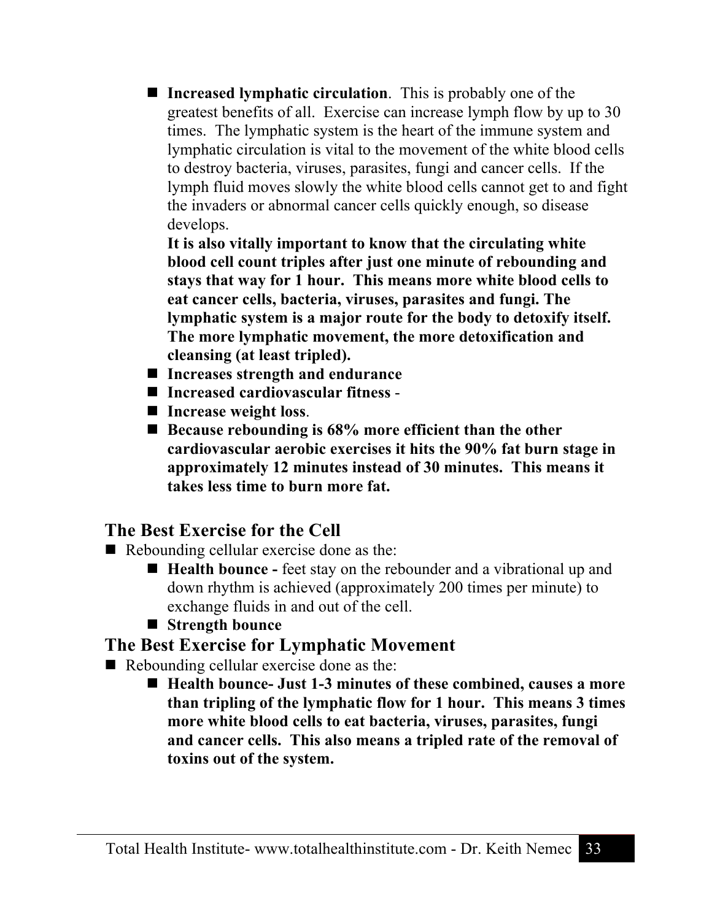- **Increased lymphatic circulation**. This is probably one of the greatest benefits of all. Exercise can increase lymph flow by up to 30 times. The lymphatic system is the heart of the immune system and lymphatic circulation is vital to the movement of the white blood cells to destroy bacteria, viruses, parasites, fungi and cancer cells. If the lymph fluid moves slowly the white blood cells cannot get to and fight the invaders or abnormal cancer cells quickly enough, so disease develops.
  **It is also vitally important to know that the circulating white blood cell count triples after just one minute of rebounding and stays that way for 1 hour. This means more white blood cells to eat cancer cells, bacteria, viruses, parasites and fungi. The lymphatic system is a major route for the body to detoxify itself. The more lymphatic movement, the more detoxification and cleansing (at least tripled).**
- **Increases strength and endurance**
- **Increased cardiovascular fitness** -
- **Increase weight loss**.
- **Because rebounding is 68% more efficient than the other cardiovascular aerobic exercises it hits the 90% fat burn stage in approximately 12 minutes instead of 30 minutes. This means it takes less time to burn more fat.**

## The Best Exercise for the Cell

- Rebounding cellular exercise done as the:
  - **Health bounce -** feet stay on the rebounder and a vibrational up and down rhythm is achieved (approximately 200 times per minute) to exchange fluids in and out of the cell.
  - **Strength bounce**

## The Best Exercise for Lymphatic Movement

- Rebounding cellular exercise done as the:
  - **Health bounce- Just 1-3 minutes of these combined, causes a more than tripling of the lymphatic flow for 1 hour. This means 3 times more white blood cells to eat bacteria, viruses, parasites, fungi and cancer cells. This also means a tripled rate of the removal of toxins out of the system.**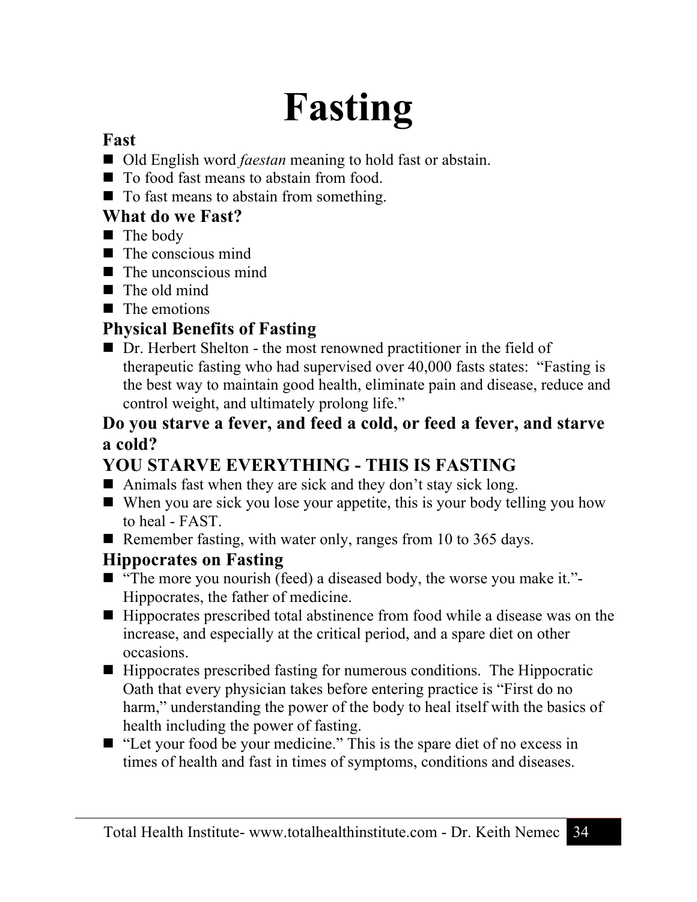# Fasting

### Fast

- Old English word *faestan* meaning to hold fast or abstain.
- To food fast means to abstain from food.
- To fast means to abstain from something.

### What do we Fast?

- The body
- The conscious mind
- The unconscious mind
- The old mind
- The emotions

### Physical Benefits of Fasting

- Dr. Herbert Shelton - the most renowned practitioner in the field of therapeutic fasting who had supervised over 40,000 fasts states: "Fasting is the best way to maintain good health, eliminate pain and disease, reduce and control weight, and ultimately prolong life."

### Do you starve a fever, and feed a cold, or feed a fever, and starve a cold?

### YOU STARVE EVERYTHING - THIS IS FASTING

- Animals fast when they are sick and they don't stay sick long.
- When you are sick you lose your appetite, this is your body telling you how to heal - FAST.
- Remember fasting, with water only, ranges from 10 to 365 days.

### Hippocrates on Fasting

- "The more you nourish (feed) a diseased body, the worse you make it."- Hippocrates, the father of medicine.
- Hippocrates prescribed total abstinence from food while a disease was on the increase, and especially at the critical period, and a spare diet on other occasions.
- Hippocrates prescribed fasting for numerous conditions. The Hippocratic Oath that every physician takes before entering practice is "First do no harm," understanding the power of the body to heal itself with the basics of health including the power of fasting.
- "Let your food be your medicine." This is the spare diet of no excess in times of health and fast in times of symptoms, conditions and diseases.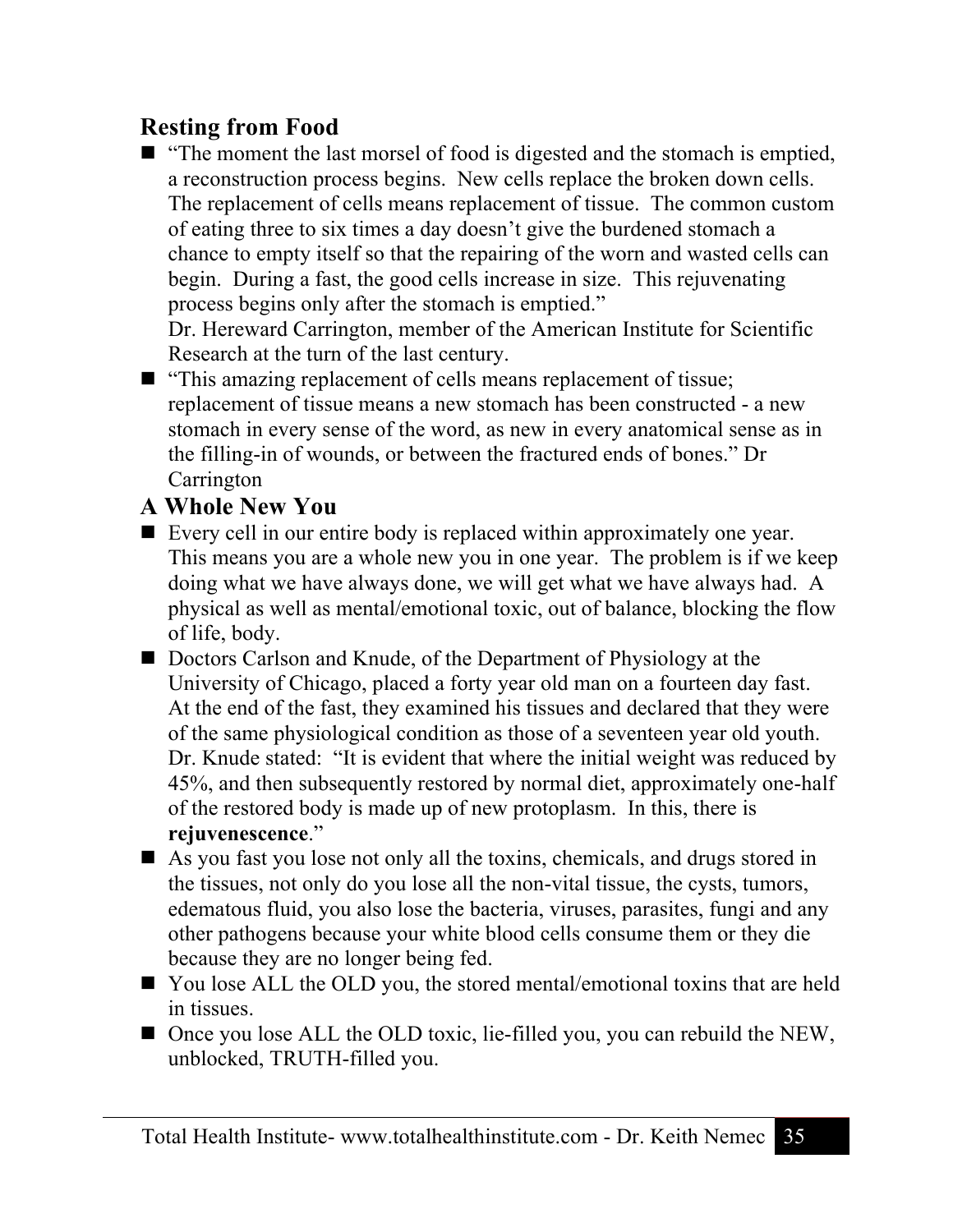## Resting from Food

- "The moment the last morsel of food is digested and the stomach is emptied, a reconstruction process begins. New cells replace the broken down cells. The replacement of cells means replacement of tissue. The common custom of eating three to six times a day doesn't give the burdened stomach a chance to empty itself so that the repairing of the worn and wasted cells can begin. During a fast, the good cells increase in size. This rejuvenating process begins only after the stomach is emptied."
  Dr. Hereward Carrington, member of the American Institute for Scientific Research at the turn of the last century.
- "This amazing replacement of cells means replacement of tissue; replacement of tissue means a new stomach has been constructed - a new stomach in every sense of the word, as new in every anatomical sense as in the filling-in of wounds, or between the fractured ends of bones." Dr Carrington

## A Whole New You

- Every cell in our entire body is replaced within approximately one year. This means you are a whole new you in one year. The problem is if we keep doing what we have always done, we will get what we have always had. A physical as well as mental/emotional toxic, out of balance, blocking the flow of life, body.
- Doctors Carlson and Knude, of the Department of Physiology at the University of Chicago, placed a forty year old man on a fourteen day fast. At the end of the fast, they examined his tissues and declared that they were of the same physiological condition as those of a seventeen year old youth. Dr. Knude stated: "It is evident that where the initial weight was reduced by 45%, and then subsequently restored by normal diet, approximately one-half of the restored body is made up of new protoplasm. In this, there is **rejuvenescence**."
- As you fast you lose not only all the toxins, chemicals, and drugs stored in the tissues, not only do you lose all the non-vital tissue, the cysts, tumors, edematous fluid, you also lose the bacteria, viruses, parasites, fungi and any other pathogens because your white blood cells consume them or they die because they are no longer being fed.
- You lose ALL the OLD you, the stored mental/emotional toxins that are held in tissues.
- Once you lose ALL the OLD toxic, lie-filled you, you can rebuild the NEW, unblocked, TRUTH-filled you.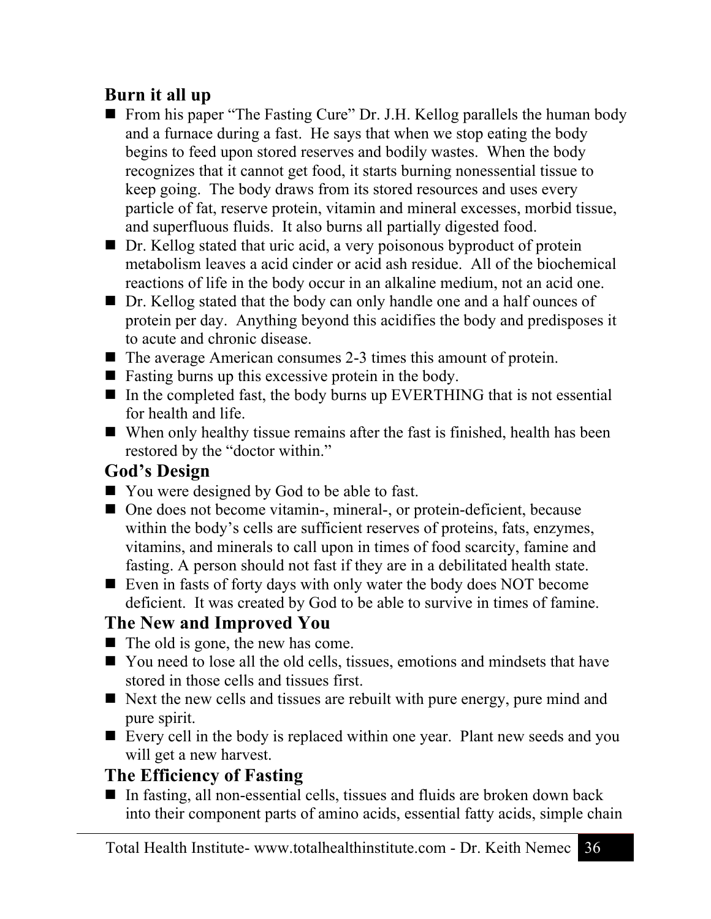## Burn it all up

- From his paper "The Fasting Cure" Dr. J.H. Kellog parallels the human body and a furnace during a fast. He says that when we stop eating the body begins to feed upon stored reserves and bodily wastes. When the body recognizes that it cannot get food, it starts burning nonessential tissue to keep going. The body draws from its stored resources and uses every particle of fat, reserve protein, vitamin and mineral excesses, morbid tissue, and superfluous fluids. It also burns all partially digested food.
- Dr. Kellog stated that uric acid, a very poisonous byproduct of protein metabolism leaves a acid cinder or acid ash residue. All of the biochemical reactions of life in the body occur in an alkaline medium, not an acid one.
- Dr. Kellog stated that the body can only handle one and a half ounces of protein per day. Anything beyond this acidifies the body and predisposes it to acute and chronic disease.
- The average American consumes 2-3 times this amount of protein.
- Fasting burns up this excessive protein in the body.
- In the completed fast, the body burns up EVERTHING that is not essential for health and life.
- When only healthy tissue remains after the fast is finished, health has been restored by the "doctor within."

## God's Design

- You were designed by God to be able to fast.
- One does not become vitamin-, mineral-, or protein-deficient, because within the body's cells are sufficient reserves of proteins, fats, enzymes, vitamins, and minerals to call upon in times of food scarcity, famine and fasting. A person should not fast if they are in a debilitated health state.
- Even in fasts of forty days with only water the body does NOT become deficient. It was created by God to be able to survive in times of famine.

## The New and Improved You

- The old is gone, the new has come.
- You need to lose all the old cells, tissues, emotions and mindsets that have stored in those cells and tissues first.
- Next the new cells and tissues are rebuilt with pure energy, pure mind and pure spirit.
- Every cell in the body is replaced within one year. Plant new seeds and you will get a new harvest.

## The Efficiency of Fasting

- In fasting, all non-essential cells, tissues and fluids are broken down back into their component parts of amino acids, essential fatty acids, simple chain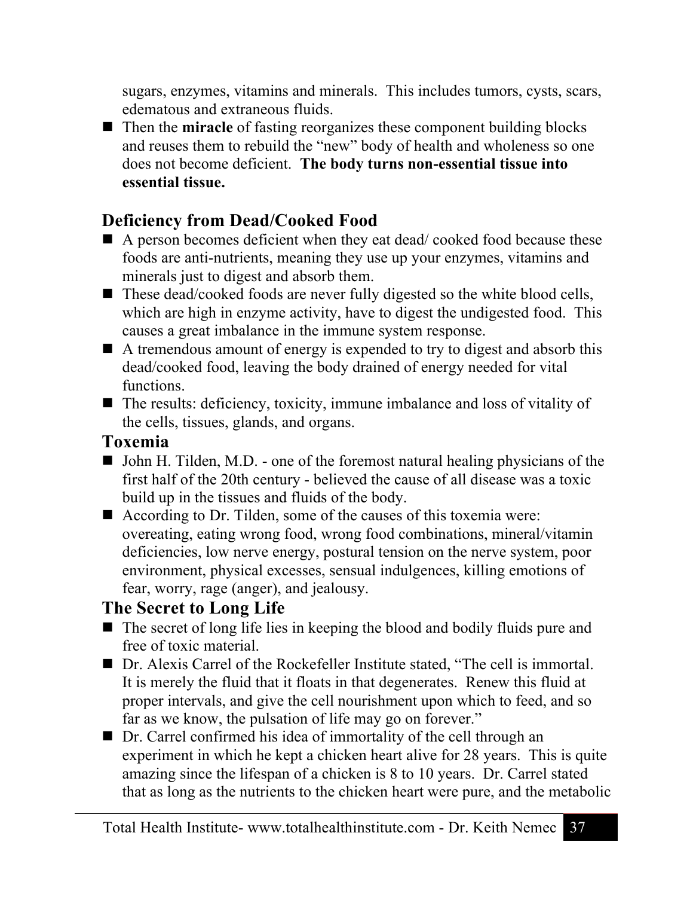sugars, enzymes, vitamins and minerals. This includes tumors, cysts, scars, edematous and extraneous fluids.

- Then the **miracle** of fasting reorganizes these component building blocks and reuses them to rebuild the "new" body of health and wholeness so one does not become deficient. **The body turns non-essential tissue into essential tissue.**

## Deficiency from Dead/Cooked Food

- A person becomes deficient when they eat dead/ cooked food because these foods are anti-nutrients, meaning they use up your enzymes, vitamins and minerals just to digest and absorb them.
- These dead/cooked foods are never fully digested so the white blood cells, which are high in enzyme activity, have to digest the undigested food. This causes a great imbalance in the immune system response.
- A tremendous amount of energy is expended to try to digest and absorb this dead/cooked food, leaving the body drained of energy needed for vital functions.
- The results: deficiency, toxicity, immune imbalance and loss of vitality of the cells, tissues, glands, and organs.

## Toxemia

- John H. Tilden, M.D. - one of the foremost natural healing physicians of the first half of the 20th century - believed the cause of all disease was a toxic build up in the tissues and fluids of the body.
- According to Dr. Tilden, some of the causes of this toxemia were: overeating, eating wrong food, wrong food combinations, mineral/vitamin deficiencies, low nerve energy, postural tension on the nerve system, poor environment, physical excesses, sensual indulgences, killing emotions of fear, worry, rage (anger), and jealousy.

## The Secret to Long Life

- The secret of long life lies in keeping the blood and bodily fluids pure and free of toxic material.
- Dr. Alexis Carrel of the Rockefeller Institute stated, "The cell is immortal. It is merely the fluid that it floats in that degenerates. Renew this fluid at proper intervals, and give the cell nourishment upon which to feed, and so far as we know, the pulsation of life may go on forever."
- Dr. Carrel confirmed his idea of immortality of the cell through an experiment in which he kept a chicken heart alive for 28 years. This is quite amazing since the lifespan of a chicken is 8 to 10 years. Dr. Carrel stated that as long as the nutrients to the chicken heart were pure, and the metabolic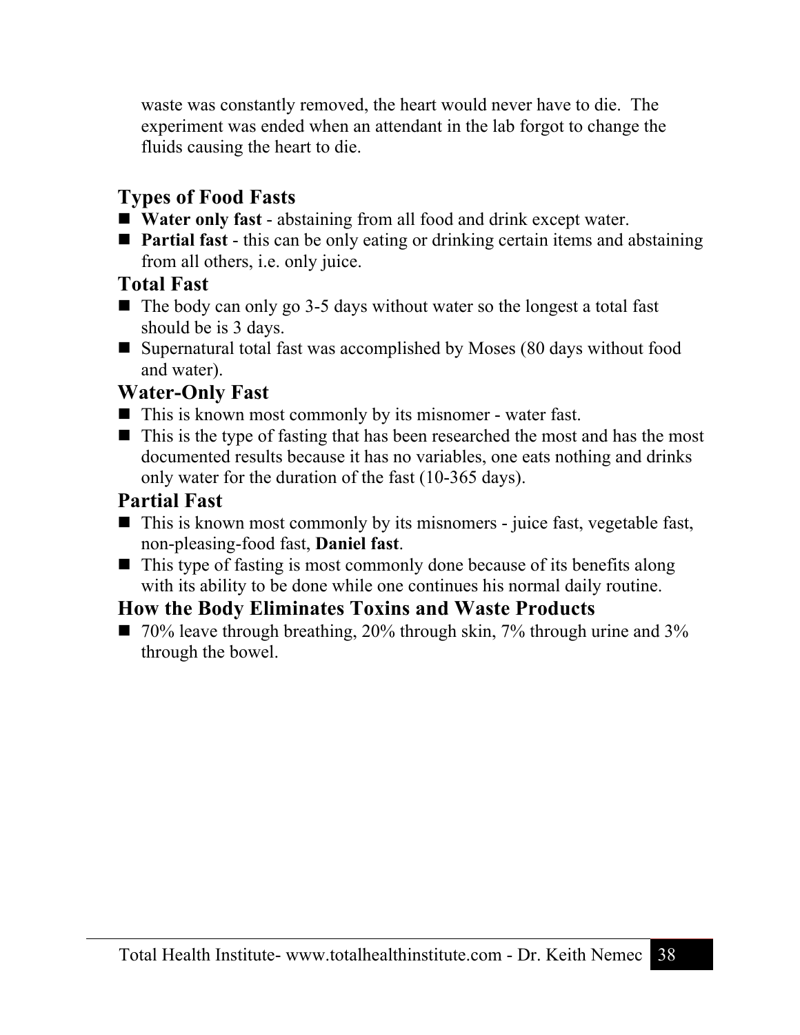waste was constantly removed, the heart would never have to die. The experiment was ended when an attendant in the lab forgot to change the fluids causing the heart to die.

## Types of Food Fasts

- **Water only fast** - abstaining from all food and drink except water.
- **Partial fast** - this can be only eating or drinking certain items and abstaining from all others, i.e. only juice.

## Total Fast

- The body can only go 3-5 days without water so the longest a total fast should be is 3 days.
- Supernatural total fast was accomplished by Moses (80 days without food and water).

## Water-Only Fast

- This is known most commonly by its misnomer - water fast.
- This is the type of fasting that has been researched the most and has the most documented results because it has no variables, one eats nothing and drinks only water for the duration of the fast (10-365 days).

## Partial Fast

- This is known most commonly by its misnomers - juice fast, vegetable fast, non-pleasing-food fast, **Daniel fast**.
- This type of fasting is most commonly done because of its benefits along with its ability to be done while one continues his normal daily routine.

## How the Body Eliminates Toxins and Waste Products

- 70% leave through breathing, 20% through skin, 7% through urine and 3% through the bowel.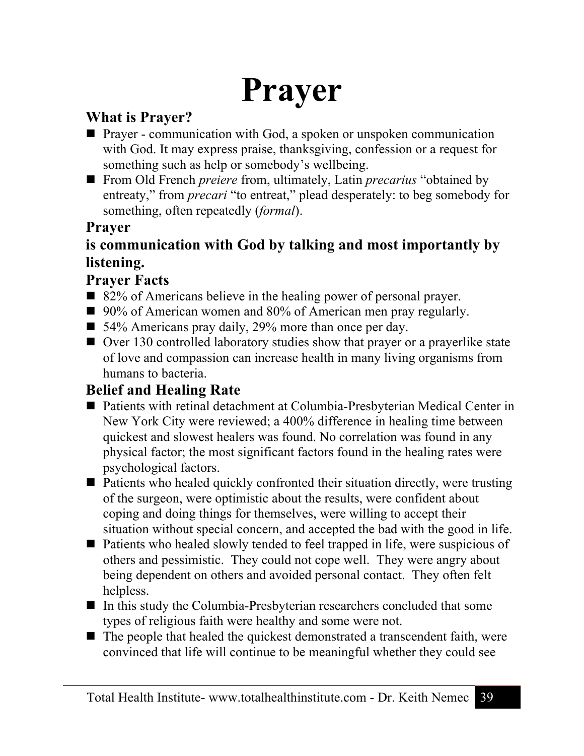# Prayer

### What is Prayer?

- Prayer - communication with God, a spoken or unspoken communication with God. It may express praise, thanksgiving, confession or a request for something such as help or somebody's wellbeing.
- From Old French *preiere* from, ultimately, Latin *precarius* "obtained by entreaty," from *precari* "to entreat," plead desperately: to beg somebody for something, often repeatedly (*formal*).

### Prayer

### is communication with God by talking and most importantly by listening.

### Prayer Facts

- 82% of Americans believe in the healing power of personal prayer.
- 90% of American women and 80% of American men pray regularly.
- 54% Americans pray daily, 29% more than once per day.
- Over 130 controlled laboratory studies show that prayer or a prayerlike state of love and compassion can increase health in many living organisms from humans to bacteria.

### Belief and Healing Rate

- Patients with retinal detachment at Columbia-Presbyterian Medical Center in New York City were reviewed; a 400% difference in healing time between quickest and slowest healers was found. No correlation was found in any physical factor; the most significant factors found in the healing rates were psychological factors.
- Patients who healed quickly confronted their situation directly, were trusting of the surgeon, were optimistic about the results, were confident about coping and doing things for themselves, were willing to accept their situation without special concern, and accepted the bad with the good in life.
- Patients who healed slowly tended to feel trapped in life, were suspicious of others and pessimistic. They could not cope well. They were angry about being dependent on others and avoided personal contact. They often felt helpless.
- In this study the Columbia-Presbyterian researchers concluded that some types of religious faith were healthy and some were not.
- The people that healed the quickest demonstrated a transcendent faith, were convinced that life will continue to be meaningful whether they could see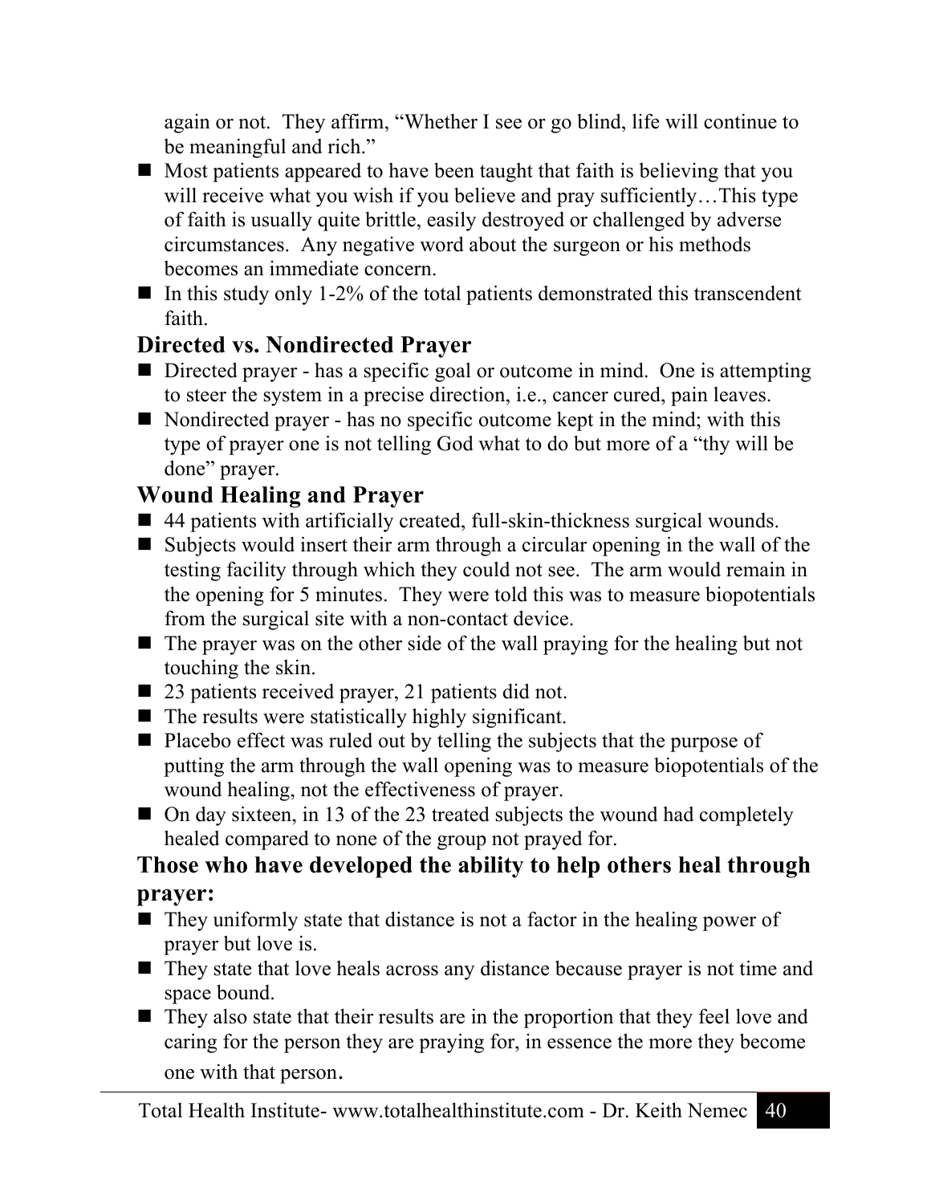again or not. They affirm, "Whether I see or go blind, life will continue to be meaningful and rich."

- Most patients appeared to have been taught that faith is believing that you will receive what you wish if you believe and pray sufficiently…This type of faith is usually quite brittle, easily destroyed or challenged by adverse circumstances. Any negative word about the surgeon or his methods becomes an immediate concern.
- In this study only 1-2% of the total patients demonstrated this transcendent faith.

## Directed vs. Nondirected Prayer

- Directed prayer - has a specific goal or outcome in mind. One is attempting to steer the system in a precise direction, i.e., cancer cured, pain leaves.
- Nondirected prayer - has no specific outcome kept in the mind; with this type of prayer one is not telling God what to do but more of a "thy will be done" prayer.

## Wound Healing and Prayer

- 44 patients with artificially created, full-skin-thickness surgical wounds.
- Subjects would insert their arm through a circular opening in the wall of the testing facility through which they could not see. The arm would remain in the opening for 5 minutes. They were told this was to measure biopotentials from the surgical site with a non-contact device.
- The prayer was on the other side of the wall praying for the healing but not touching the skin.
- 23 patients received prayer, 21 patients did not.
- The results were statistically highly significant.
- Placebo effect was ruled out by telling the subjects that the purpose of putting the arm through the wall opening was to measure biopotentials of the wound healing, not the effectiveness of prayer.
- On day sixteen, in 13 of the 23 treated subjects the wound had completely healed compared to none of the group not prayed for.

## Those who have developed the ability to help others heal through prayer:

- They uniformly state that distance is not a factor in the healing power of prayer but love is.
- They state that love heals across any distance because prayer is not time and space bound.
- They also state that their results are in the proportion that they feel love and caring for the person they are praying for, in essence the more they become one with that person.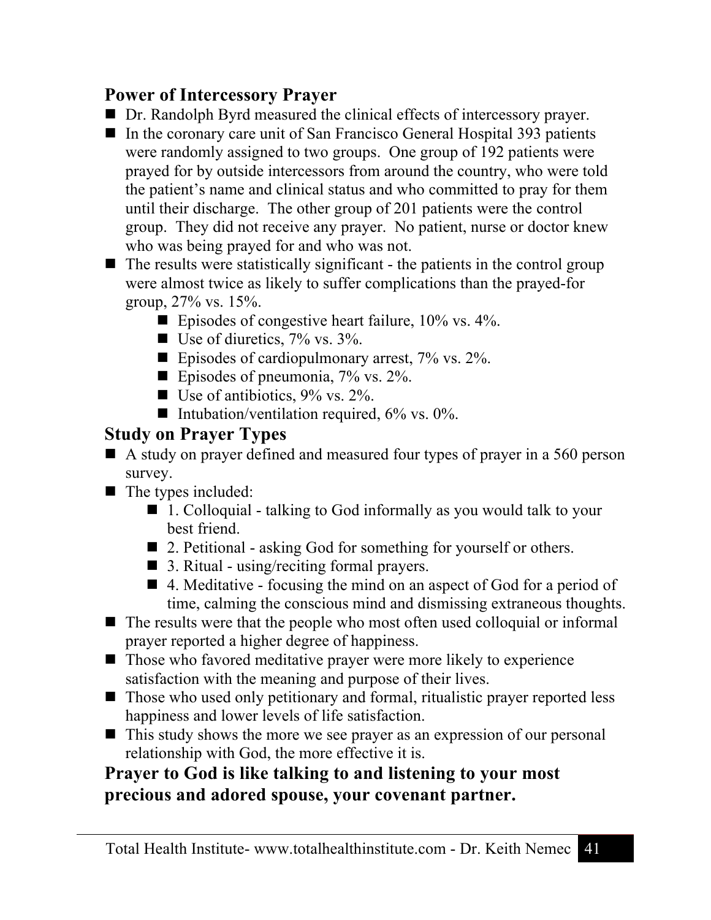## Power of Intercessory Prayer

- Dr. Randolph Byrd measured the clinical effects of intercessory prayer.
- In the coronary care unit of San Francisco General Hospital 393 patients were randomly assigned to two groups. One group of 192 patients were prayed for by outside intercessors from around the country, who were told the patient's name and clinical status and who committed to pray for them until their discharge. The other group of 201 patients were the control group. They did not receive any prayer. No patient, nurse or doctor knew who was being prayed for and who was not.
- The results were statistically significant - the patients in the control group were almost twice as likely to suffer complications than the prayed-for group, 27% vs. 15%.
  - Episodes of congestive heart failure, 10% vs. 4%.
  - Use of diuretics, 7% vs. 3%.
  - Episodes of cardiopulmonary arrest, 7% vs. 2%.
  - Episodes of pneumonia, 7% vs. 2%.
  - Use of antibiotics, 9% vs. 2%.
  - Intubation/ventilation required, 6% vs. 0%.

## Study on Prayer Types

- A study on prayer defined and measured four types of prayer in a 560 person survey.
- The types included:
  - 1. Colloquial - talking to God informally as you would talk to your best friend.
  - 2. Petitional - asking God for something for yourself or others.
  - 3. Ritual - using/reciting formal prayers.
  - 4. Meditative - focusing the mind on an aspect of God for a period of time, calming the conscious mind and dismissing extraneous thoughts.
- The results were that the people who most often used colloquial or informal prayer reported a higher degree of happiness.
- Those who favored meditative prayer were more likely to experience satisfaction with the meaning and purpose of their lives.
- Those who used only petitionary and formal, ritualistic prayer reported less happiness and lower levels of life satisfaction.
- This study shows the more we see prayer as an expression of our personal relationship with God, the more effective it is.

**Prayer to God is like talking to and listening to your most precious and adored spouse, your covenant partner.**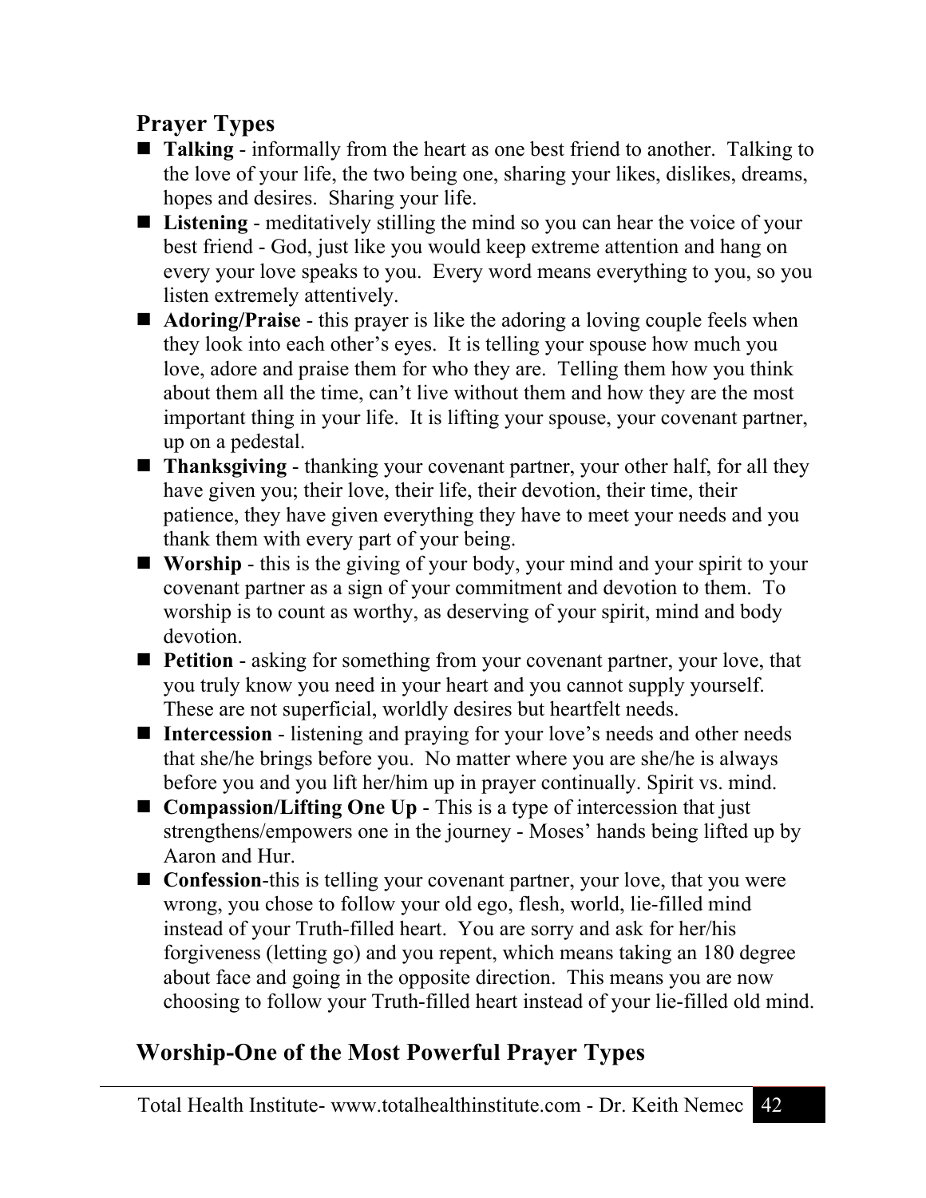## Prayer Types

- **Talking** - informally from the heart as one best friend to another. Talking to the love of your life, the two being one, sharing your likes, dislikes, dreams, hopes and desires. Sharing your life.
- **Listening** - meditatively stilling the mind so you can hear the voice of your best friend - God, just like you would keep extreme attention and hang on every your love speaks to you. Every word means everything to you, so you listen extremely attentively.
- **Adoring/Praise** - this prayer is like the adoring a loving couple feels when they look into each other's eyes. It is telling your spouse how much you love, adore and praise them for who they are. Telling them how you think about them all the time, can't live without them and how they are the most important thing in your life. It is lifting your spouse, your covenant partner, up on a pedestal.
- **Thanksgiving** - thanking your covenant partner, your other half, for all they have given you; their love, their life, their devotion, their time, their patience, they have given everything they have to meet your needs and you thank them with every part of your being.
- **Worship** - this is the giving of your body, your mind and your spirit to your covenant partner as a sign of your commitment and devotion to them. To worship is to count as worthy, as deserving of your spirit, mind and body devotion.
- **Petition** - asking for something from your covenant partner, your love, that you truly know you need in your heart and you cannot supply yourself. These are not superficial, worldly desires but heartfelt needs.
- **Intercession** - listening and praying for your love's needs and other needs that she/he brings before you. No matter where you are she/he is always before you and you lift her/him up in prayer continually. Spirit vs. mind.
- **Compassion/Lifting One Up** - This is a type of intercession that just strengthens/empowers one in the journey - Moses' hands being lifted up by Aaron and Hur.
- **Confession**-this is telling your covenant partner, your love, that you were wrong, you chose to follow your old ego, flesh, world, lie-filled mind instead of your Truth-filled heart. You are sorry and ask for her/his forgiveness (letting go) and you repent, which means taking an 180 degree about face and going in the opposite direction. This means you are now choosing to follow your Truth-filled heart instead of your lie-filled old mind.

## Worship-One of the Most Powerful Prayer Types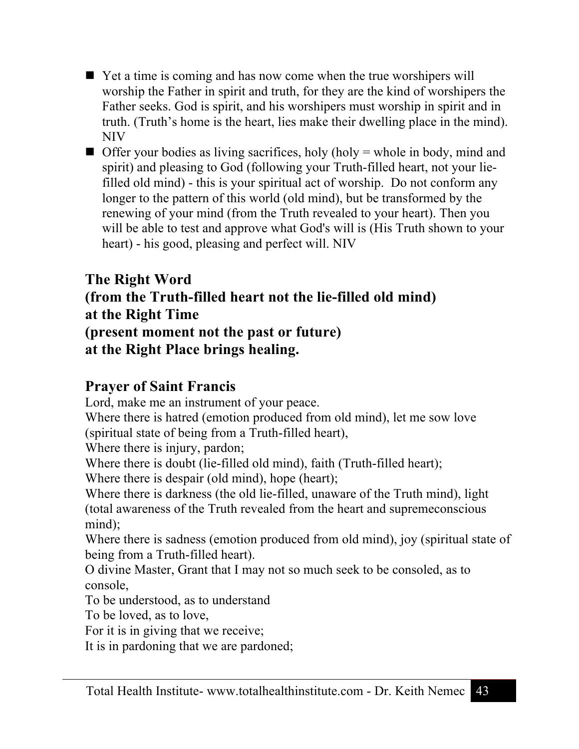- Yet a time is coming and has now come when the true worshipers will worship the Father in spirit and truth, for they are the kind of worshipers the Father seeks. God is spirit, and his worshipers must worship in spirit and in truth. (Truth's home is the heart, lies make their dwelling place in the mind). NIV
- Offer your bodies as living sacrifices, holy (holy = whole in body, mind and spirit) and pleasing to God (following your Truth-filled heart, not your lie-filled old mind) - this is your spiritual act of worship. Do not conform any longer to the pattern of this world (old mind), but be transformed by the renewing of your mind (from the Truth revealed to your heart). Then you will be able to test and approve what God's will is (His Truth shown to your heart) - his good, pleasing and perfect will. NIV

**The Right Word**
**(from the Truth-filled heart not the lie-filled old mind)**
**at the Right Time**
**(present moment not the past or future)**
**at the Right Place brings healing.**

## Prayer of Saint Francis

Lord, make me an instrument of your peace.
Where there is hatred (emotion produced from old mind), let me sow love (spiritual state of being from a Truth-filled heart),
Where there is injury, pardon;
Where there is doubt (lie-filled old mind), faith (Truth-filled heart);
Where there is despair (old mind), hope (heart);
Where there is darkness (the old lie-filled, unaware of the Truth mind), light (total awareness of the Truth revealed from the heart and supremeconscious mind);
Where there is sadness (emotion produced from old mind), joy (spiritual state of being from a Truth-filled heart).
O divine Master, Grant that I may not so much seek to be consoled, as to console,
To be understood, as to understand
To be loved, as to love,
For it is in giving that we receive;
It is in pardoning that we are pardoned;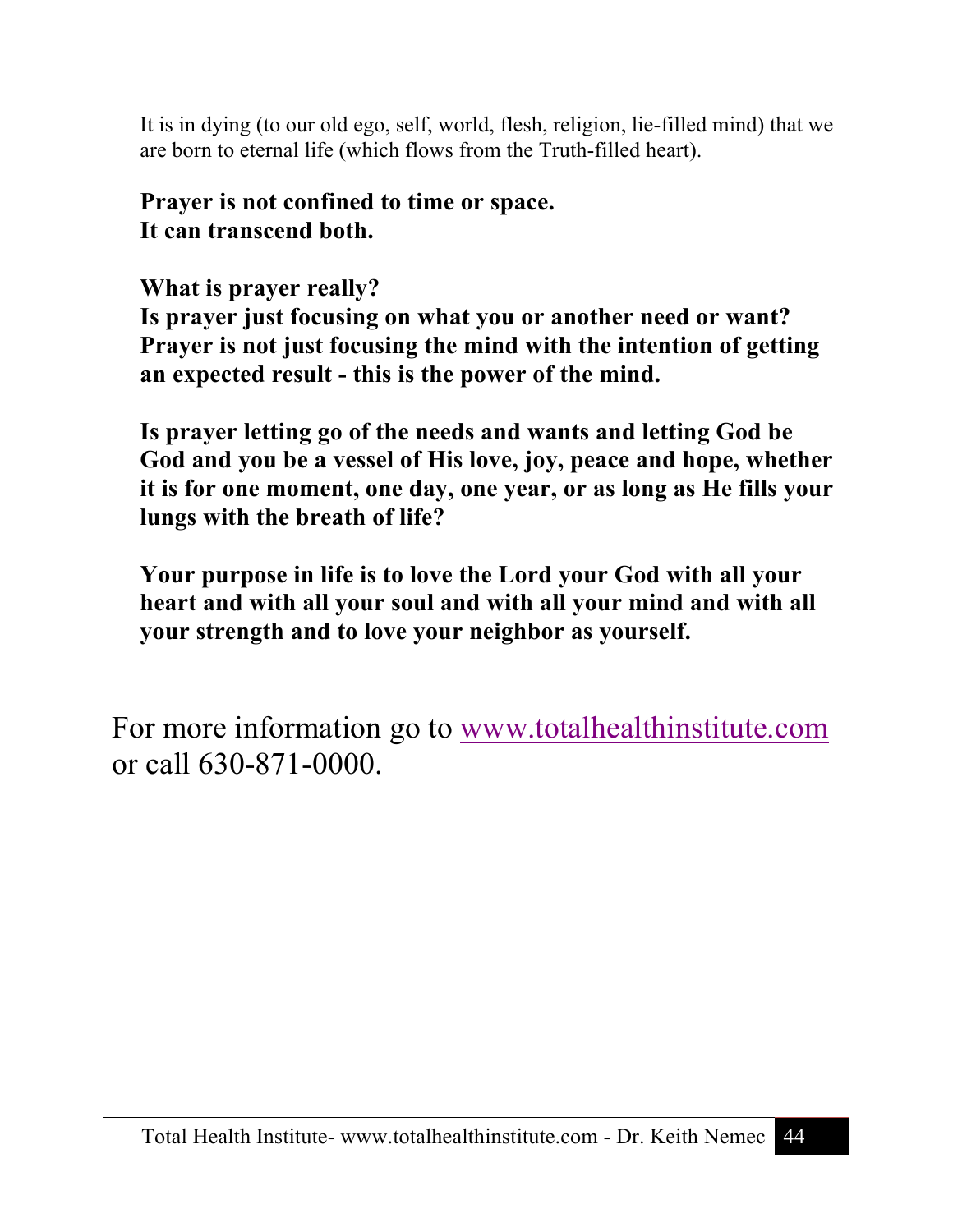It is in dying (to our old ego, self, world, flesh, religion, lie-filled mind) that we are born to eternal life (which flows from the Truth-filled heart).

**Prayer is not confined to time or space.**
**It can transcend both.**

**What is prayer really?**
**Is prayer just focusing on what you or another need or want?**
**Prayer is not just focusing the mind with the intention of getting an expected result - this is the power of the mind.**

**Is prayer letting go of the needs and wants and letting God be God and you be a vessel of His love, joy, peace and hope, whether it is for one moment, one day, one year, or as long as He fills your lungs with the breath of life?**

**Your purpose in life is to love the Lord your God with all your heart and with all your soul and with all your mind and with all your strength and to love your neighbor as yourself.**

For more information go to www.totalhealthinstitute.com or call 630-871-0000.